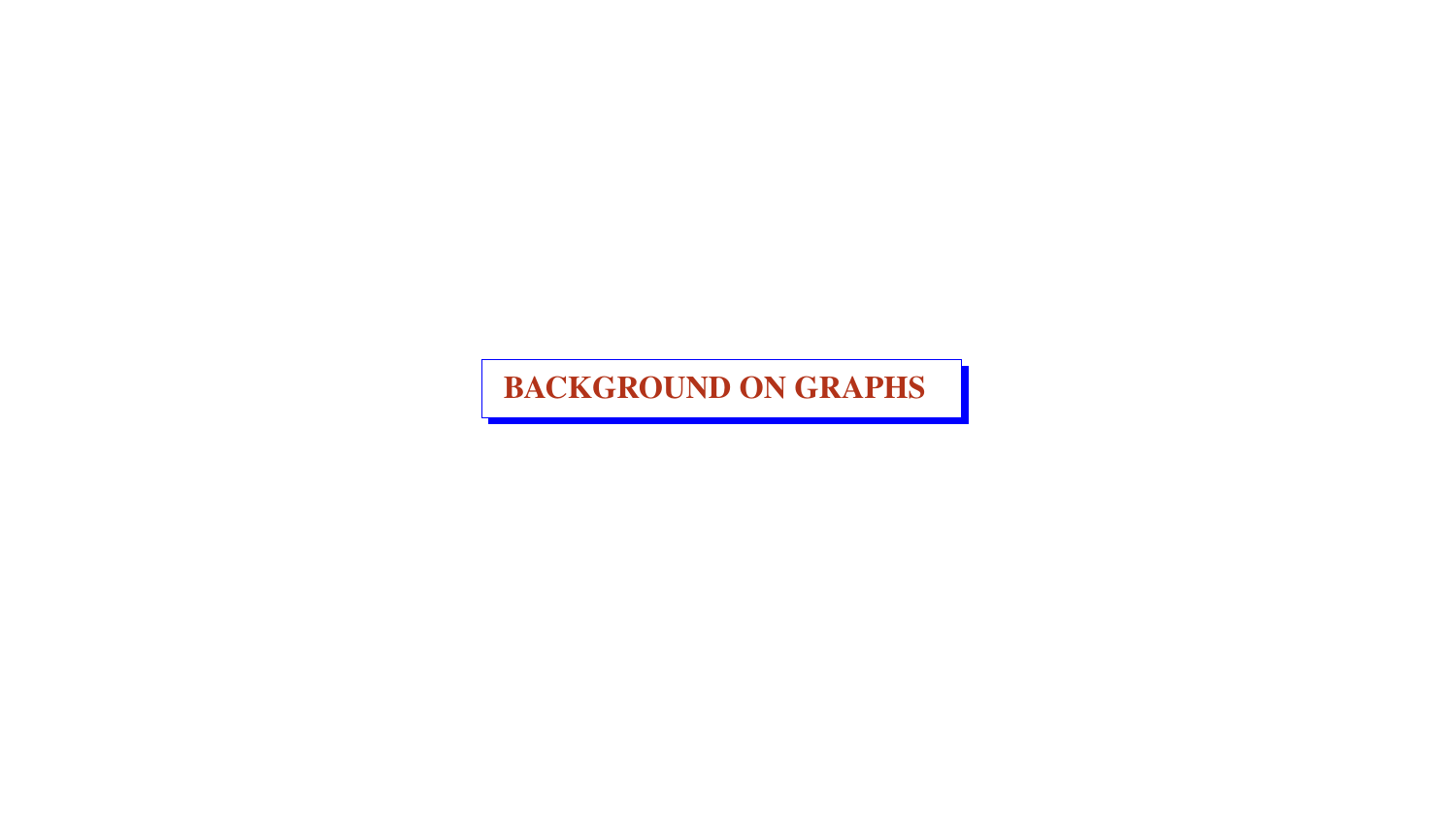# BACKGROUND ON GRAPHS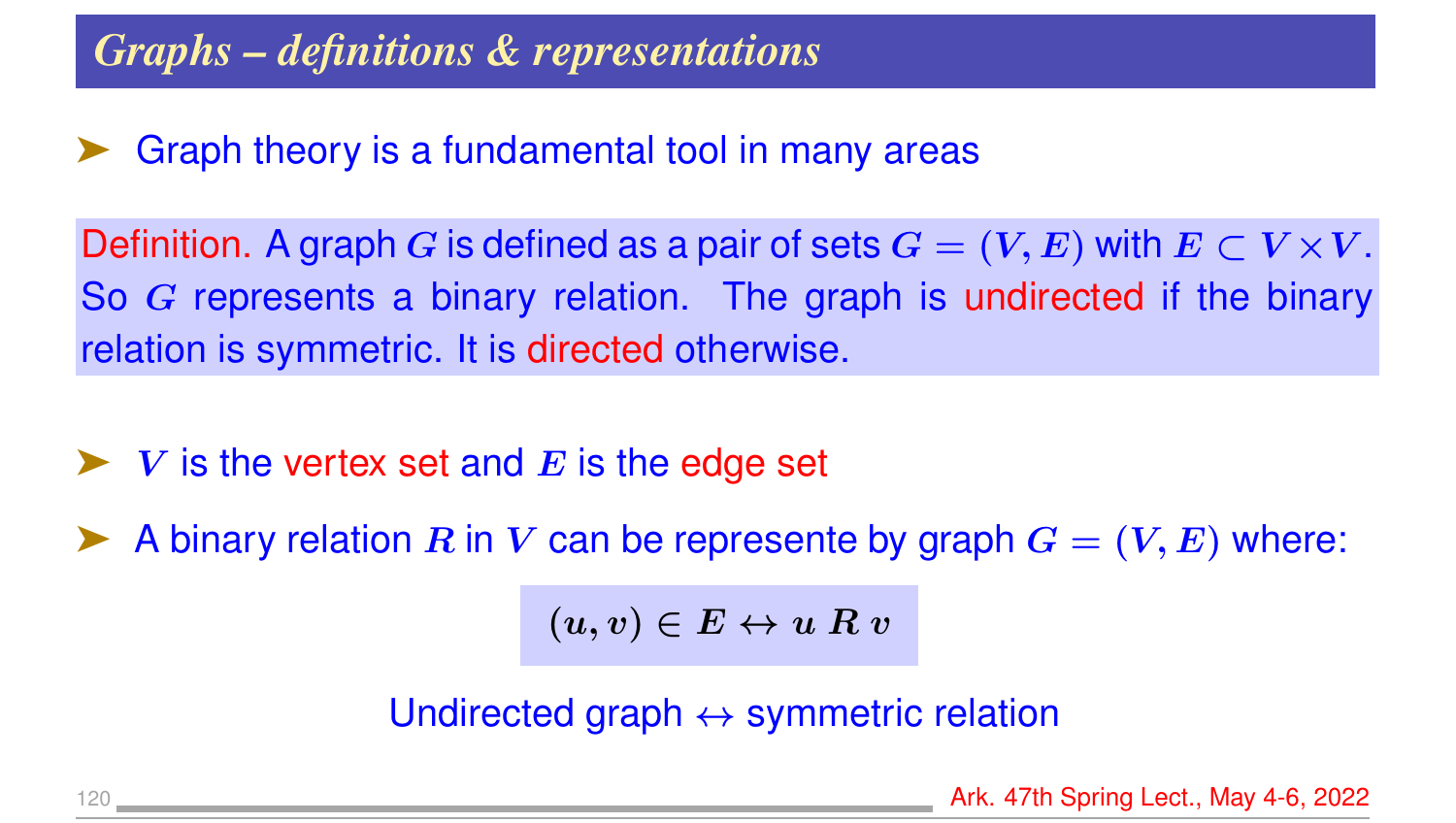## Graphs – definitions & representations

- Graph theory is a fundamental tool in many areas

**Definition.** A graph $G$ is defined as a pair of sets $G = (V, E)$ with $E \subset V \times V$. So $G$ represents a binary relation. The graph is undirected if the binary relation is symmetric. It is directed otherwise.

- $V$ is the vertex set and $E$ is the edge set
- A binary relation $R$ in $V$ can be represente by graph $G = (V, E)$ where:

$$(u, v) \in E \leftrightarrow u \; R \; v$$

Undirected graph $\leftrightarrow$ symmetric relation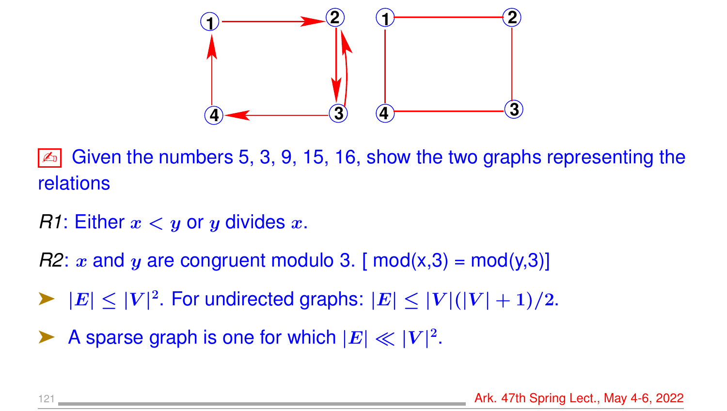✍ Given the numbers 5, 3, 9, 15, 16, show the two graphs representing the relations

*R1*: Either $x < y$ or $y$ divides $x$.

*R2*: $x$ and $y$ are congruent modulo 3. [ mod(x,3) = mod(y,3)]

- $|E| \leq |V|^2$. For undirected graphs: $|E| \leq |V|(|V|+1)/2$.
- A sparse graph is one for which $|E| \ll |V|^2$.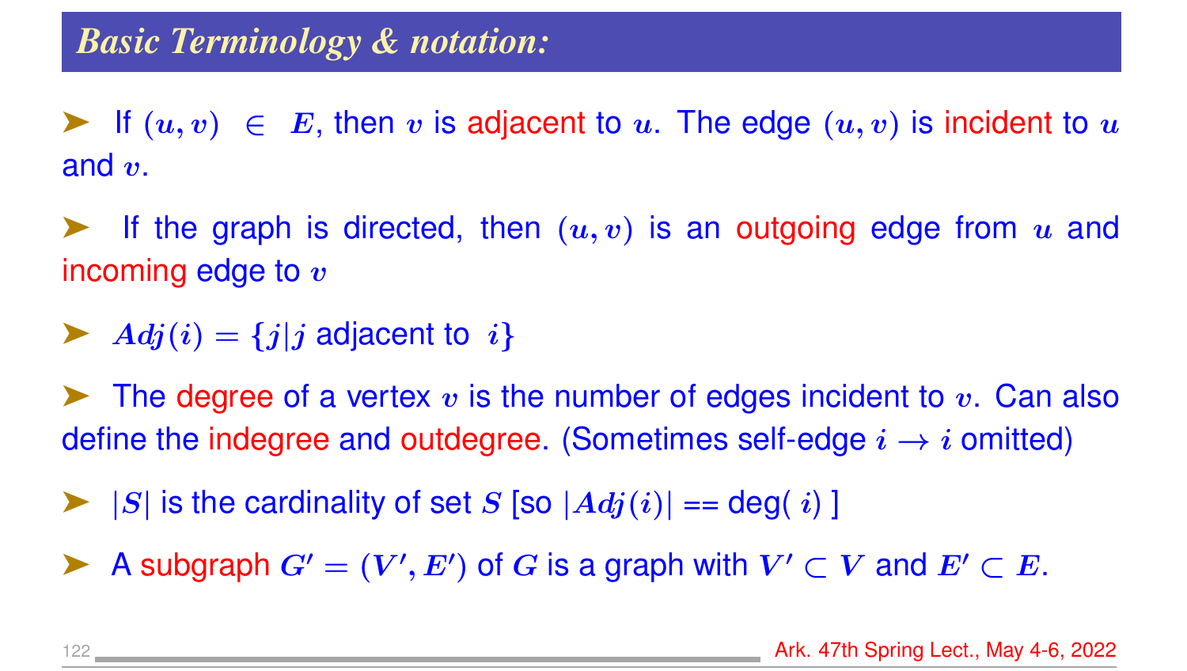## Basic Terminology & notation:

- If $(u, v) \in E$, then $v$ is adjacent to $u$. The edge $(u, v)$ is incident to $u$ and $v$.

- If the graph is directed, then $(u, v)$ is an outgoing edge from $u$ and incoming edge to $v$

- $Adj(i) = \{j | j$ adjacent to $i\}$

- The degree of a vertex $v$ is the number of edges incident to $v$. Can also define the indegree and outdegree. (Sometimes self-edge $i \to i$ omitted)

- $|S|$ is the cardinality of set $S$ [so $|Adj(i)|$ == deg( $i$ ) ]

- A subgraph $G' = (V', E')$ of $G$ is a graph with $V' \subset V$ and $E' \subset E$.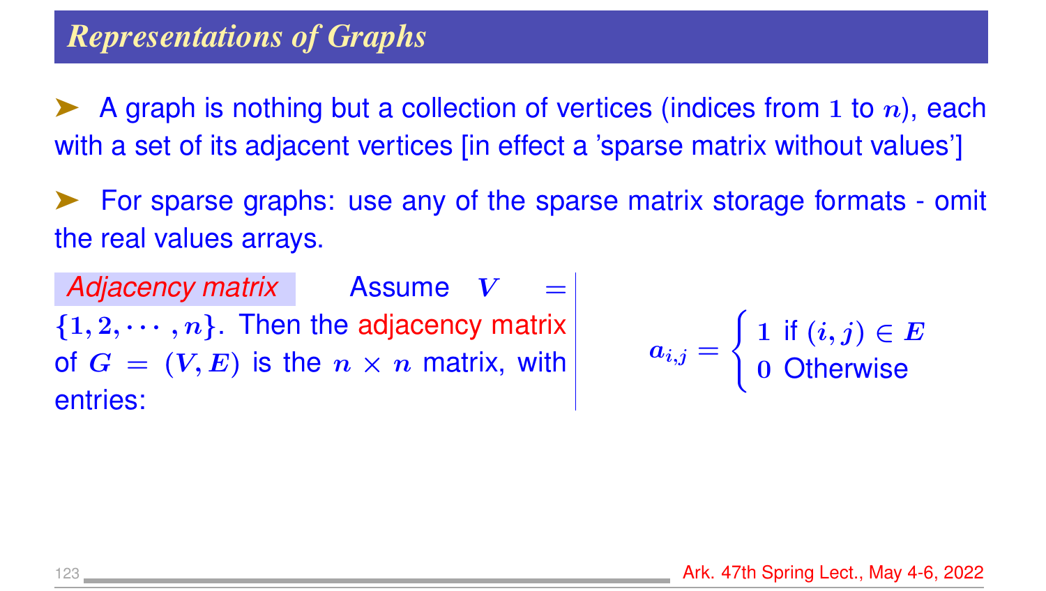## Representations of Graphs

- A graph is nothing but a collection of vertices (indices from $1$ to $n$), each with a set of its adjacent vertices [in effect a 'sparse matrix without values']

- For sparse graphs: use any of the sparse matrix storage formats - omit the real values arrays.

*Adjacency matrix* Assume $V = \{1, 2, \cdots, n\}$. Then the adjacency matrix of $G = (V, E)$ is the $n \times n$ matrix, with entries:

$$a_{i,j} = \begin{cases} 1 & \text{if } (i,j) \in E \\ 0 & \text{Otherwise} \end{cases}$$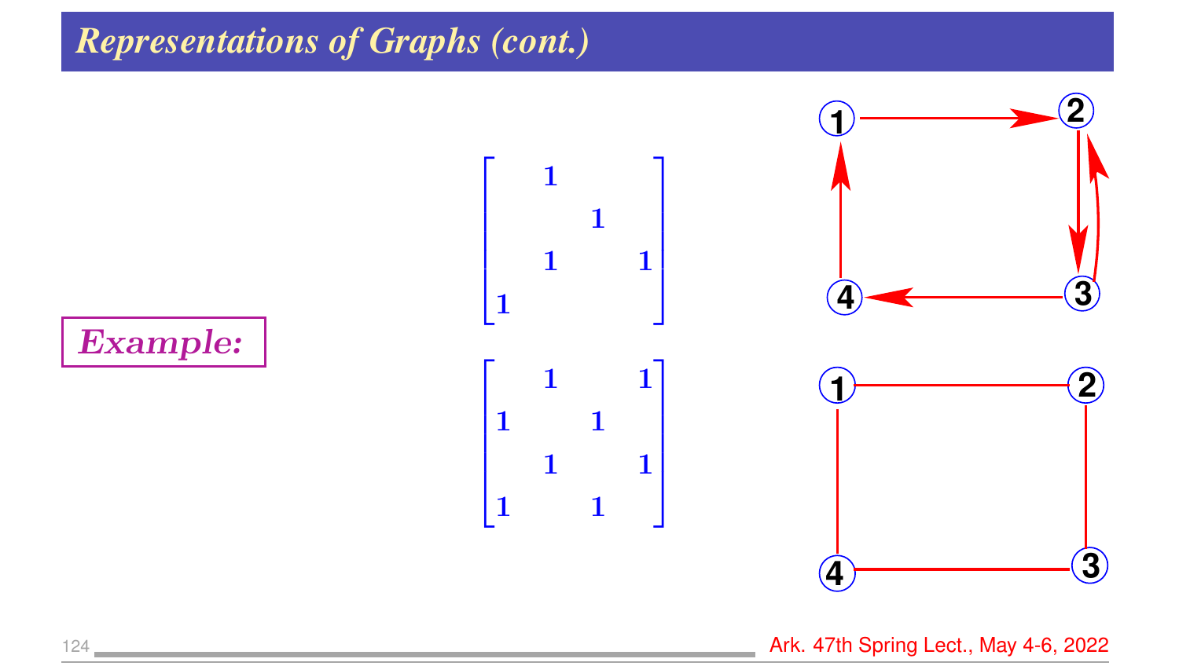# Representations of Graphs (cont.)

**Example:**

$$\begin{bmatrix} & 1 & & \\ & & 1 & \\ & 1 & & 1 \\ 1 & & & \end{bmatrix}$$

$$\begin{bmatrix} & 1 & & 1 \\ 1 & & 1 & \\ & 1 & & 1 \\ 1 & & 1 & \end{bmatrix}$$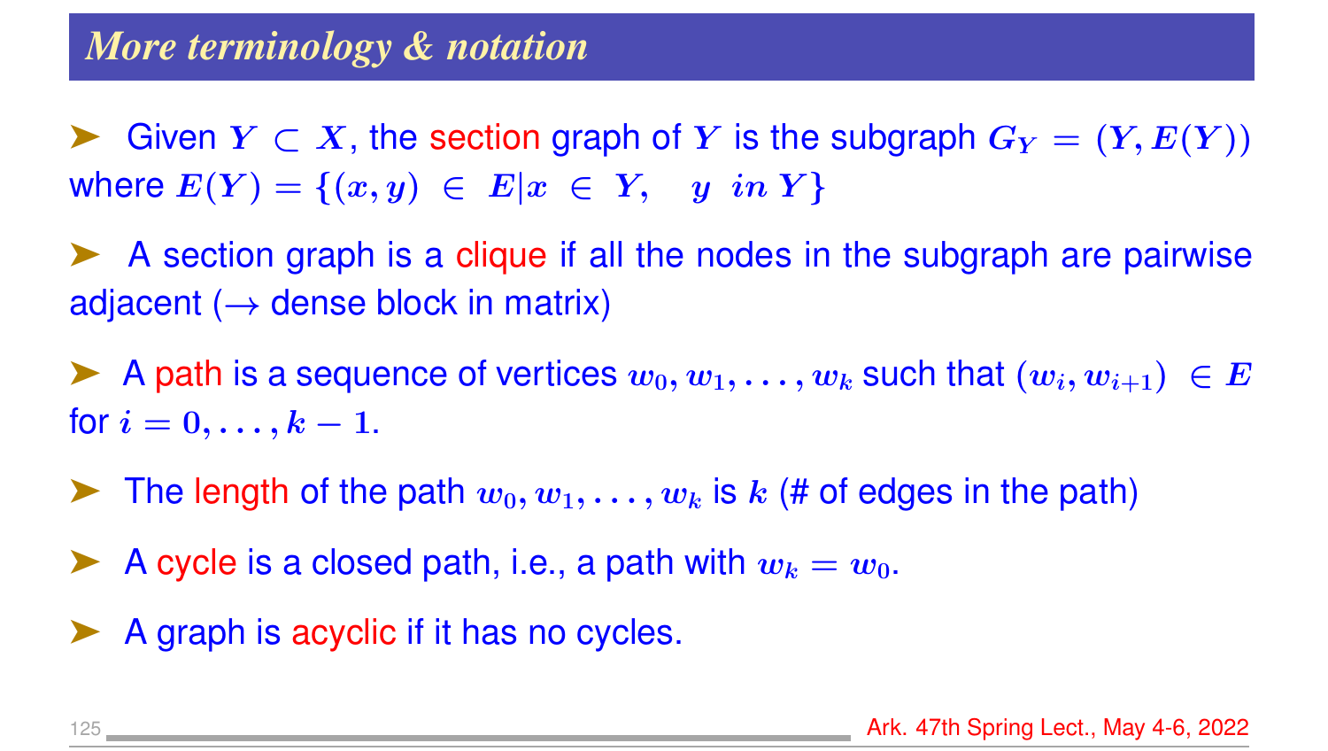## More terminology & notation

- Given $Y \subset X$, the section graph of $Y$ is the subgraph $G_Y = (Y, E(Y))$ where $E(Y) = \{(x, y) \in E | x \in Y, \quad y \ in \ Y\}$

- A section graph is a clique if all the nodes in the subgraph are pairwise adjacent ($\rightarrow$ dense block in matrix)

- A path is a sequence of vertices $w_0, w_1, \ldots, w_k$ such that $(w_i, w_{i+1}) \in E$ for $i = 0, \ldots, k - 1$.

- The length of the path $w_0, w_1, \ldots, w_k$ is $k$ (# of edges in the path)

- A cycle is a closed path, i.e., a path with $w_k = w_0$.

- A graph is acyclic if it has no cycles.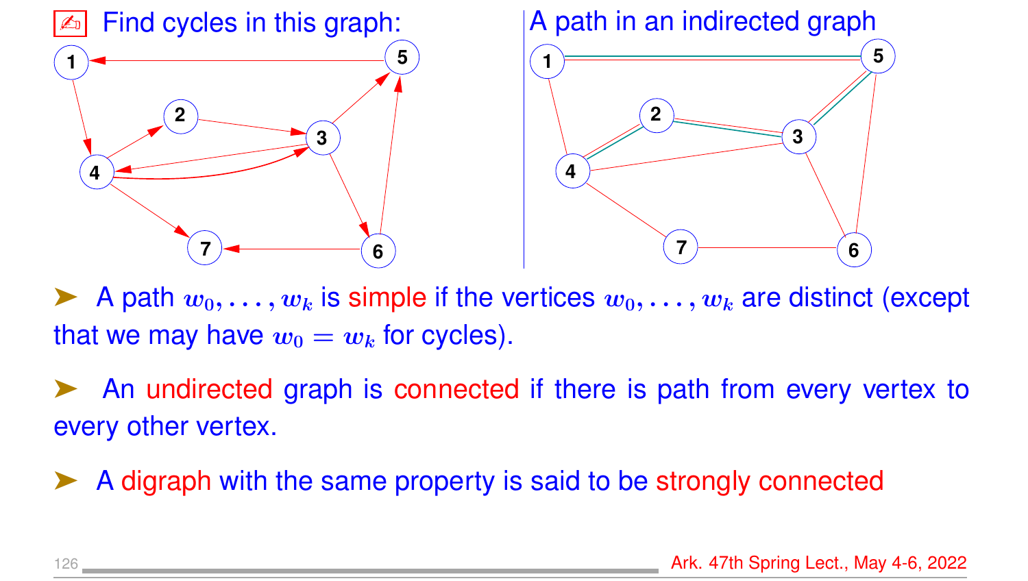Find cycles in this graph:

A path in an indirected graph

- A path $w_0, \ldots, w_k$ is simple if the vertices $w_0, \ldots, w_k$ are distinct (except that we may have $w_0 = w_k$ for cycles).

- An undirected graph is connected if there is path from every vertex to every other vertex.

- A digraph with the same property is said to be strongly connected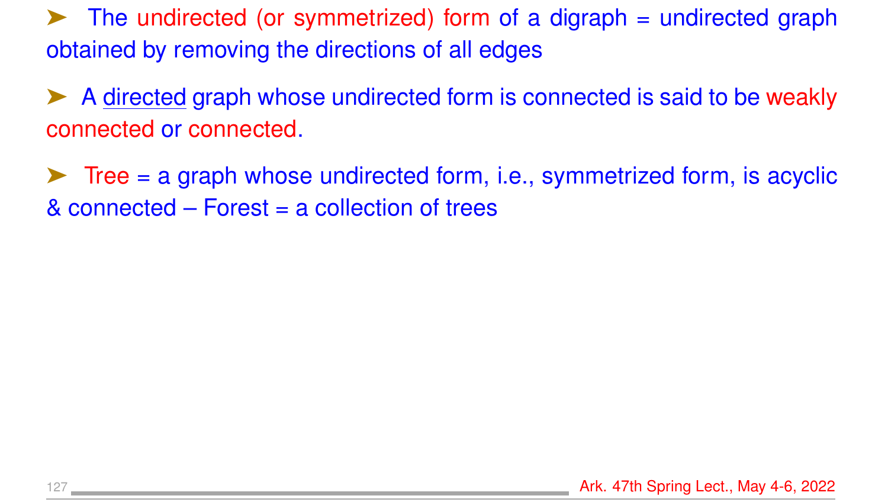- The undirected (or symmetrized) form of a digraph = undirected graph obtained by removing the directions of all edges

- A directed graph whose undirected form is connected is said to be weakly connected or connected.

- Tree = a graph whose undirected form, i.e., symmetrized form, is acyclic & connected – Forest = a collection of trees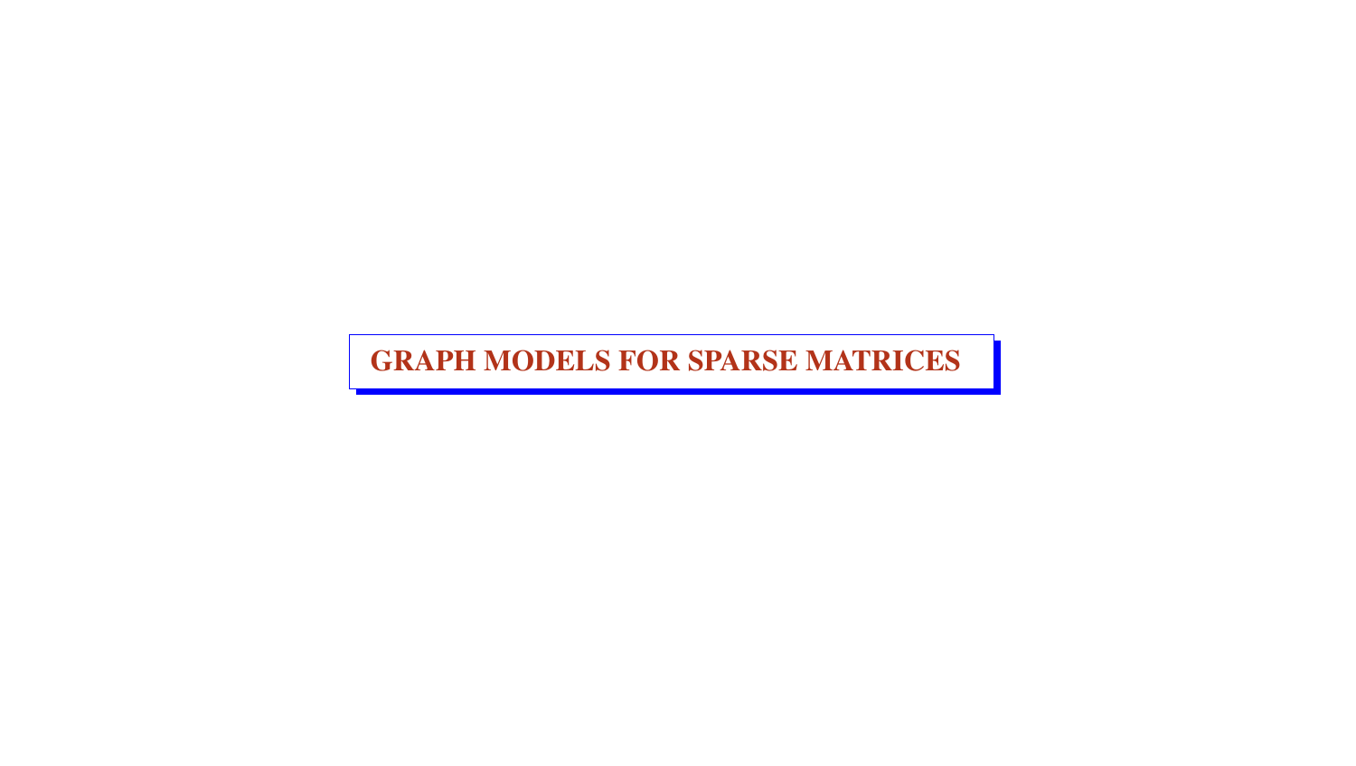# GRAPH MODELS FOR SPARSE MATRICES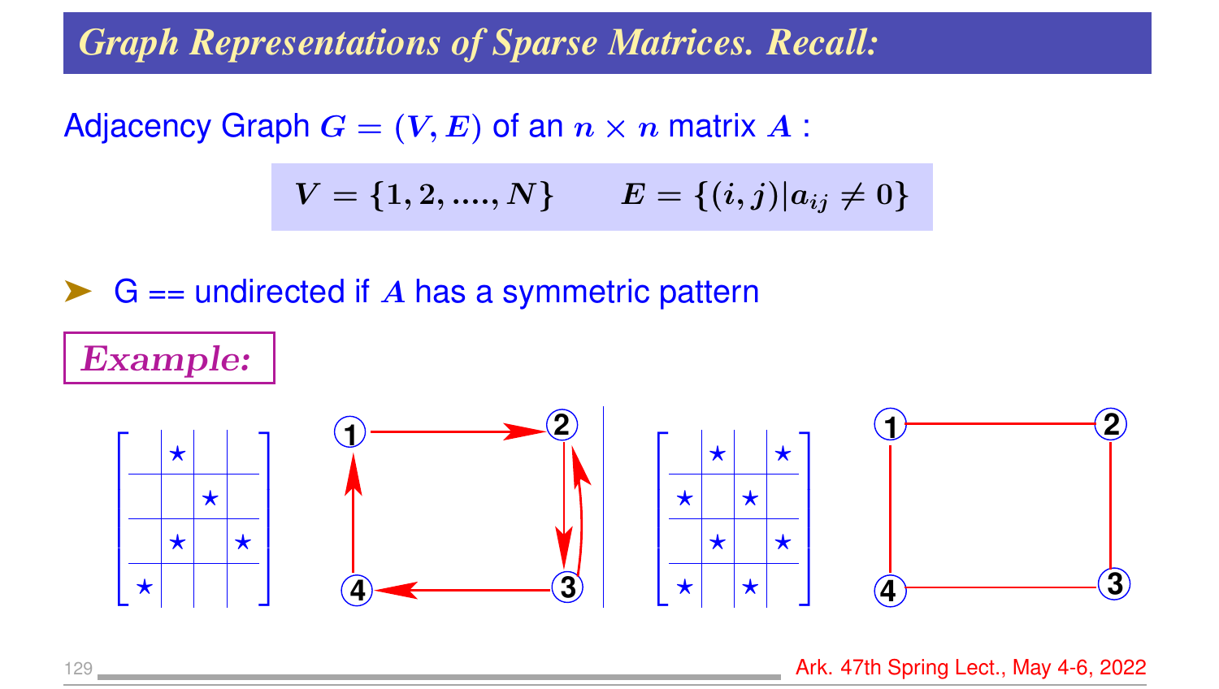# Graph Representations of Sparse Matrices. Recall:

Adjacency Graph $G = (V, E)$ of an $n \times n$ matrix $A$ :

$$V = \{1, 2, ...., N\} \qquad E = \{(i, j) | a_{ij} \neq 0\}$$

- G == undirected if $A$ has a symmetric pattern

*Example:*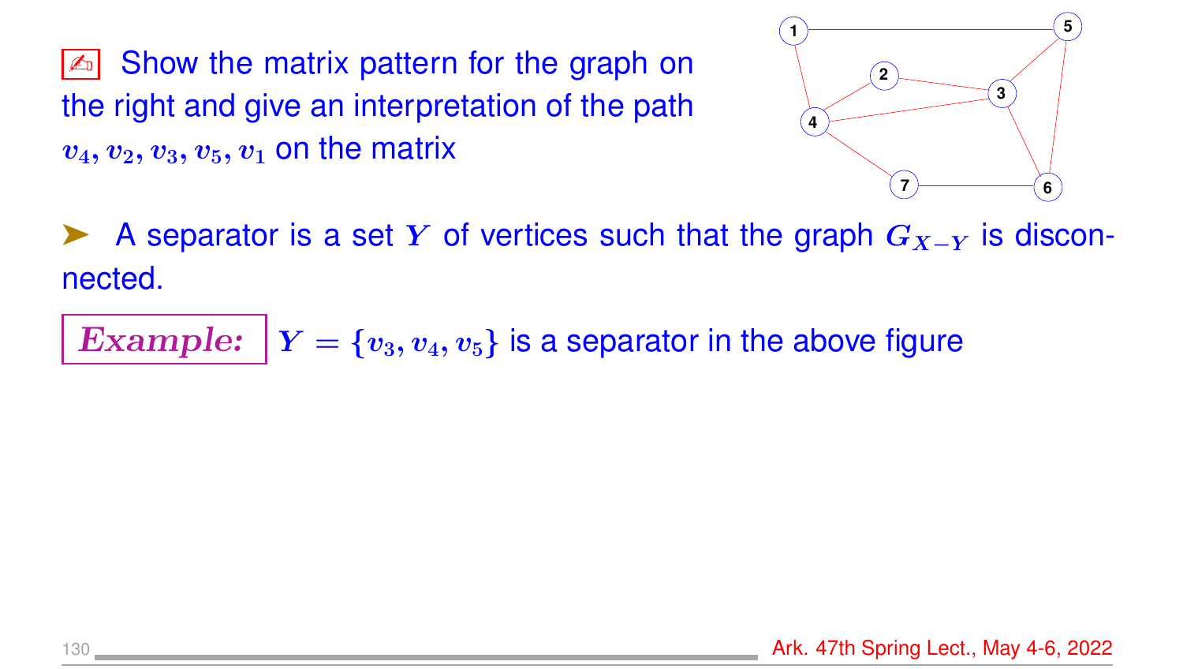✍ Show the matrix pattern for the graph on the right and give an interpretation of the path $v_4, v_2, v_3, v_5, v_1$ on the matrix

➤ A separator is a set $Y$ of vertices such that the graph $G_{X-Y}$ is disconnected.

**_Example:_** $Y = \{v_3, v_4, v_5\}$ is a separator in the above figure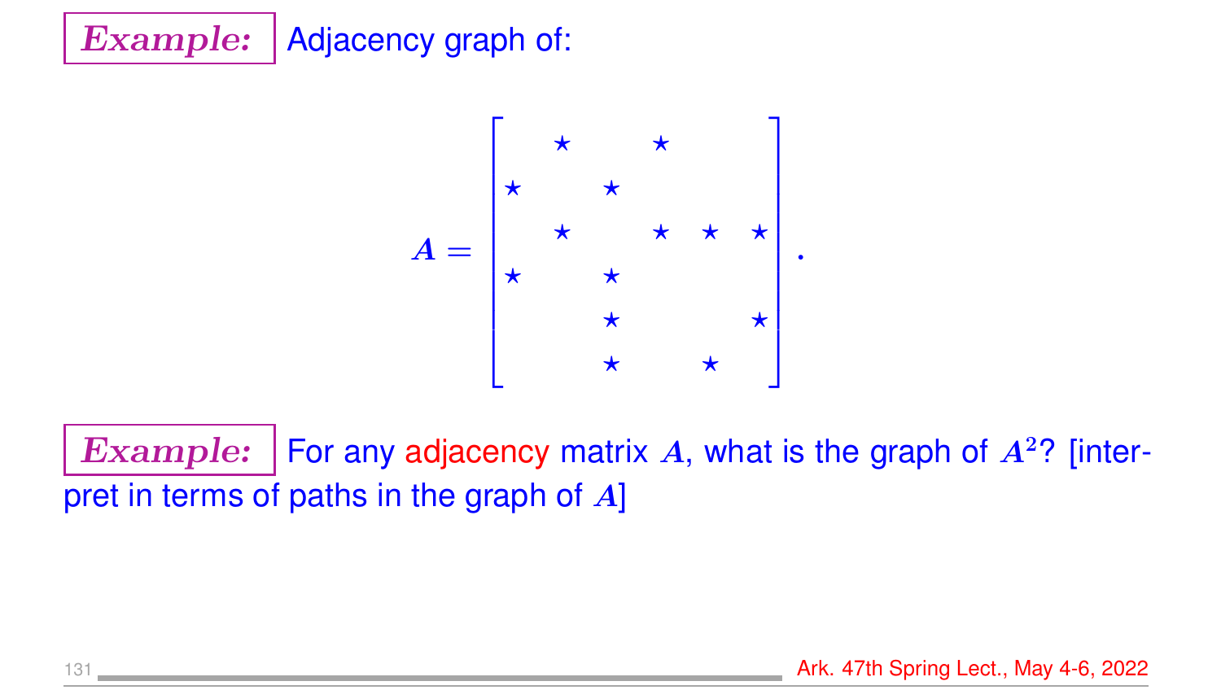**Example:** Adjacency graph of:

$$
A = \begin{bmatrix}
 & \star & & \star & & \\
\star & & \star & & & \\
 & \star & & \star & \star & \star \\
\star & & \star & & & \\
 & & \star & & & \star \\
 & & \star & & \star &
\end{bmatrix}.
$$

**Example:** For any adjacency matrix $A$, what is the graph of $A^2$? [interpret in terms of paths in the graph of $A$]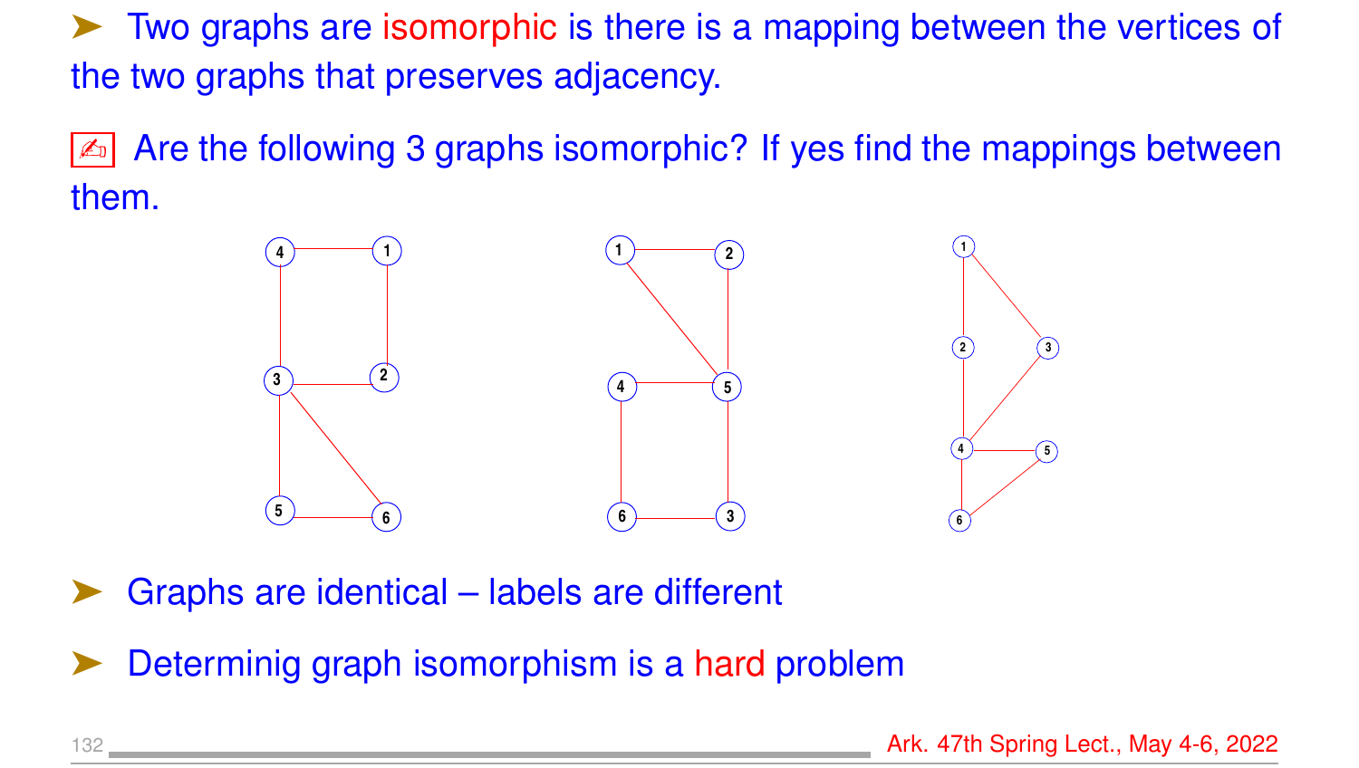- Two graphs are isomorphic is there is a mapping between the vertices of the two graphs that preserves adjacency.

✍ Are the following 3 graphs isomorphic? If yes find the mappings between them.

- Graphs are identical – labels are different
- Determinig graph isomorphism is a hard problem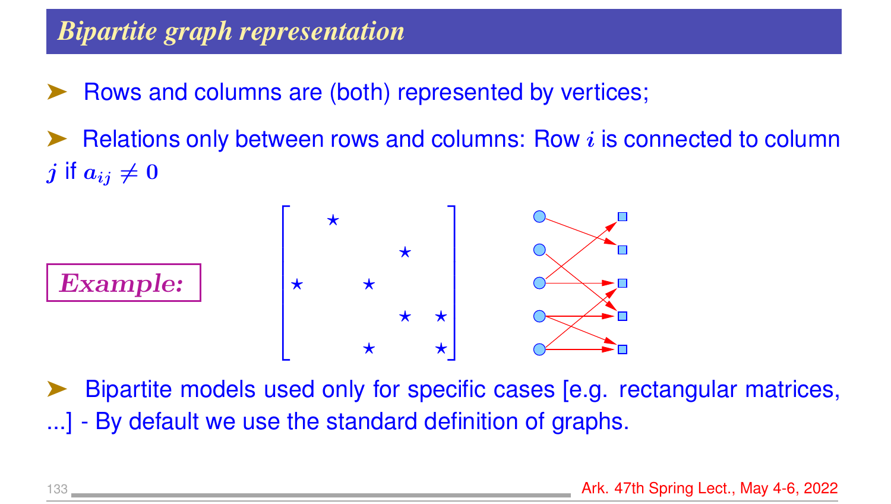## *Bipartite graph representation*

- Rows and columns are (both) represented by vertices;
- Relations only between rows and columns: Row $i$ is connected to column $j$ if $a_{ij} \neq 0$

***Example:***

$$\begin{bmatrix} & \star & & & \\ & & & \star & \\ \star & & \star & & \\ & & & \star & \star \\ & & \star & & \star \end{bmatrix}$$

- Bipartite models used only for specific cases [e.g. rectangular matrices, ...] - By default we use the standard definition of graphs.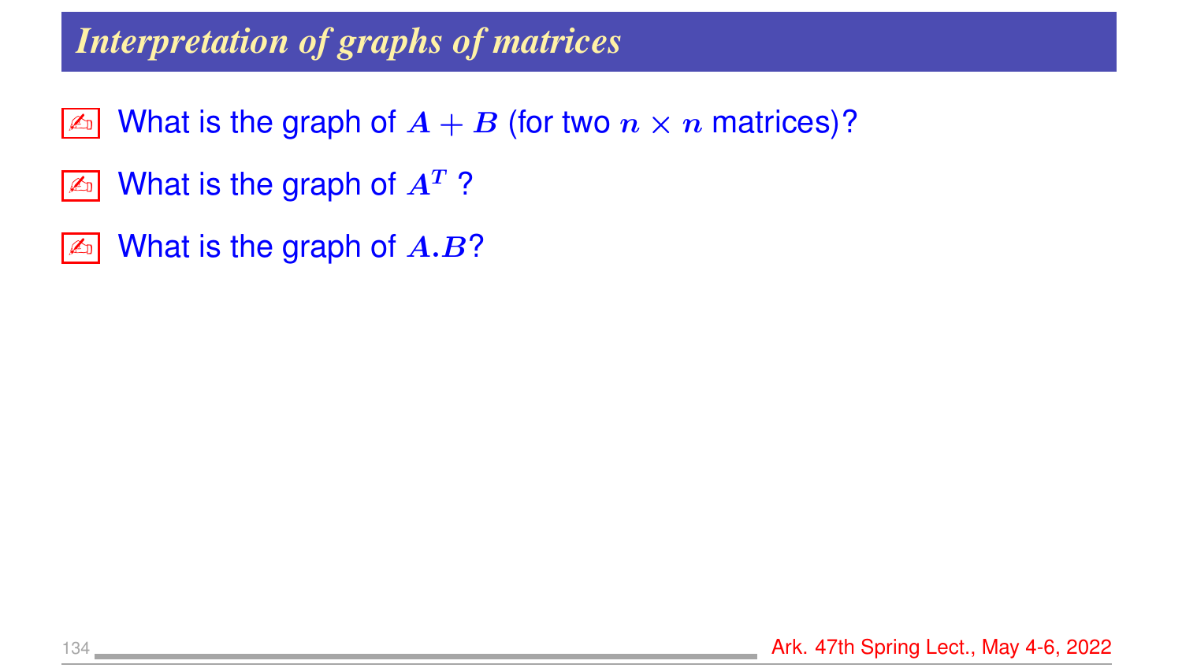# Interpretation of graphs of matrices

- ✍ What is the graph of $A + B$ (for two $n \times n$ matrices)?
- ✍ What is the graph of $A^T$ ?
- ✍ What is the graph of $A.B$?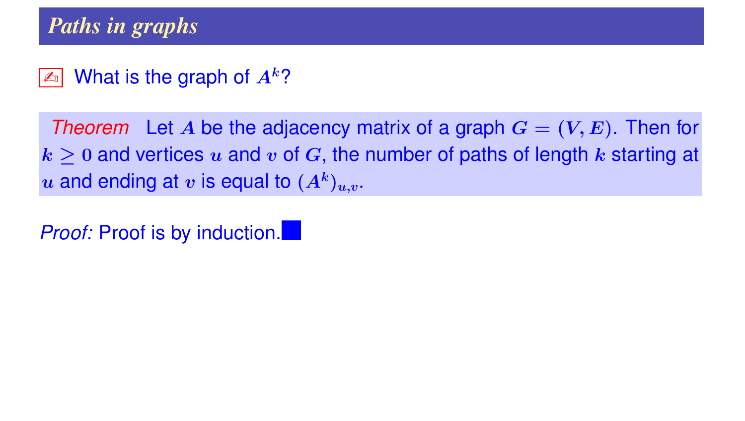## Paths in graphs

✍ What is the graph of $A^k$?

*Theorem* Let $A$ be the adjacency matrix of a graph $G = (V, E)$. Then for $k \geq 0$ and vertices $u$ and $v$ of $G$, the number of paths of length $k$ starting at $u$ and ending at $v$ is equal to $(A^k)_{u,v}$.

*Proof:* Proof is by induction. ■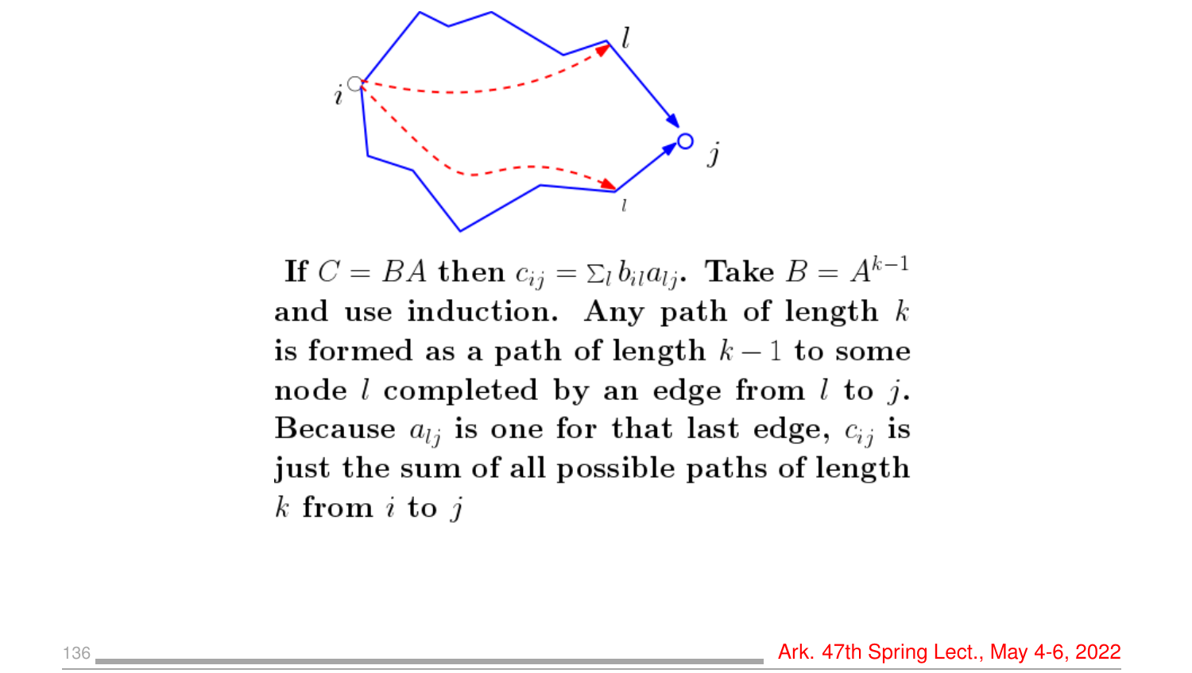**If $C = BA$ then $c_{ij} = \Sigma_l b_{il} a_{lj}$. Take $B = A^{k-1}$ and use induction. Any path of length $k$ is formed as a path of length $k-1$ to some node $l$ completed by an edge from $l$ to $j$. Because $a_{lj}$ is one for that last edge, $c_{ij}$ is just the sum of all possible paths of length $k$ from $i$ to $j$**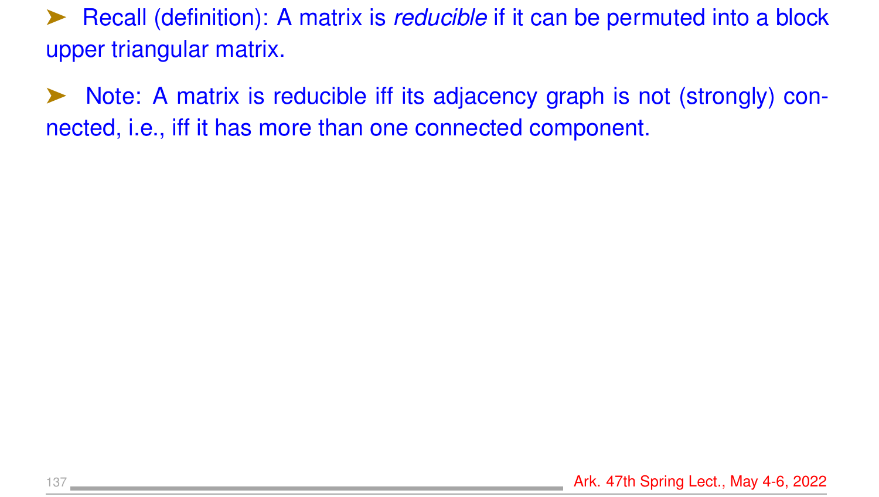- Recall (definition): A matrix is *reducible* if it can be permuted into a block upper triangular matrix.

- Note: A matrix is reducible iff its adjacency graph is not (strongly) connected, i.e., iff it has more than one connected component.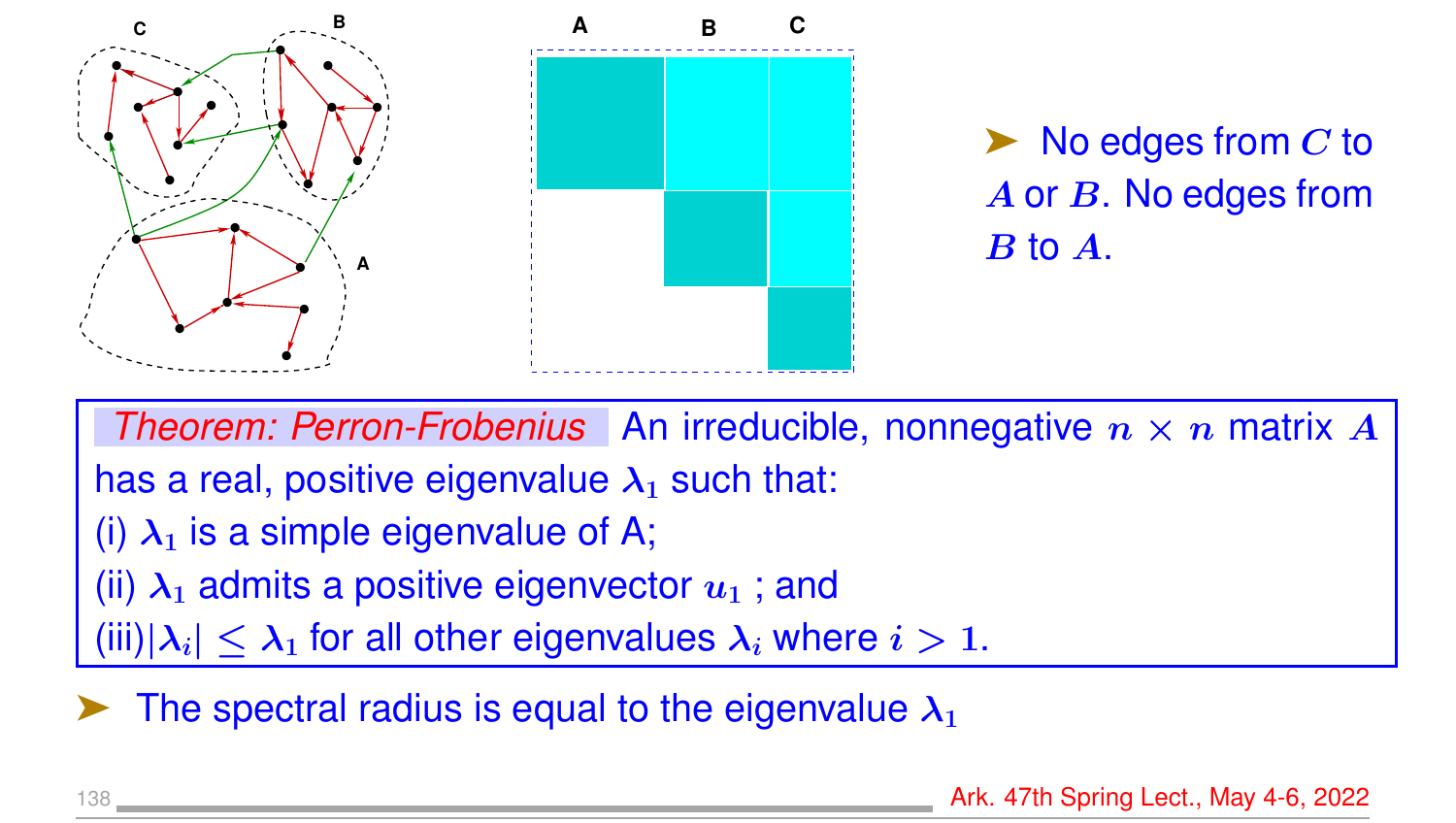- No edges from $C$ to $A$ or $B$. No edges from $B$ to $A$.

**Theorem: Perron-Frobenius** An irreducible, nonnegative $n \times n$ matrix $A$ has a real, positive eigenvalue $\lambda_1$ such that:
(i) $\lambda_1$ is a simple eigenvalue of A;
(ii) $\lambda_1$ admits a positive eigenvector $u_1$ ; and
(iii) $|\lambda_i| \leq \lambda_1$ for all other eigenvalues $\lambda_i$ where $i > 1$.

- The spectral radius is equal to the eigenvalue $\lambda_1$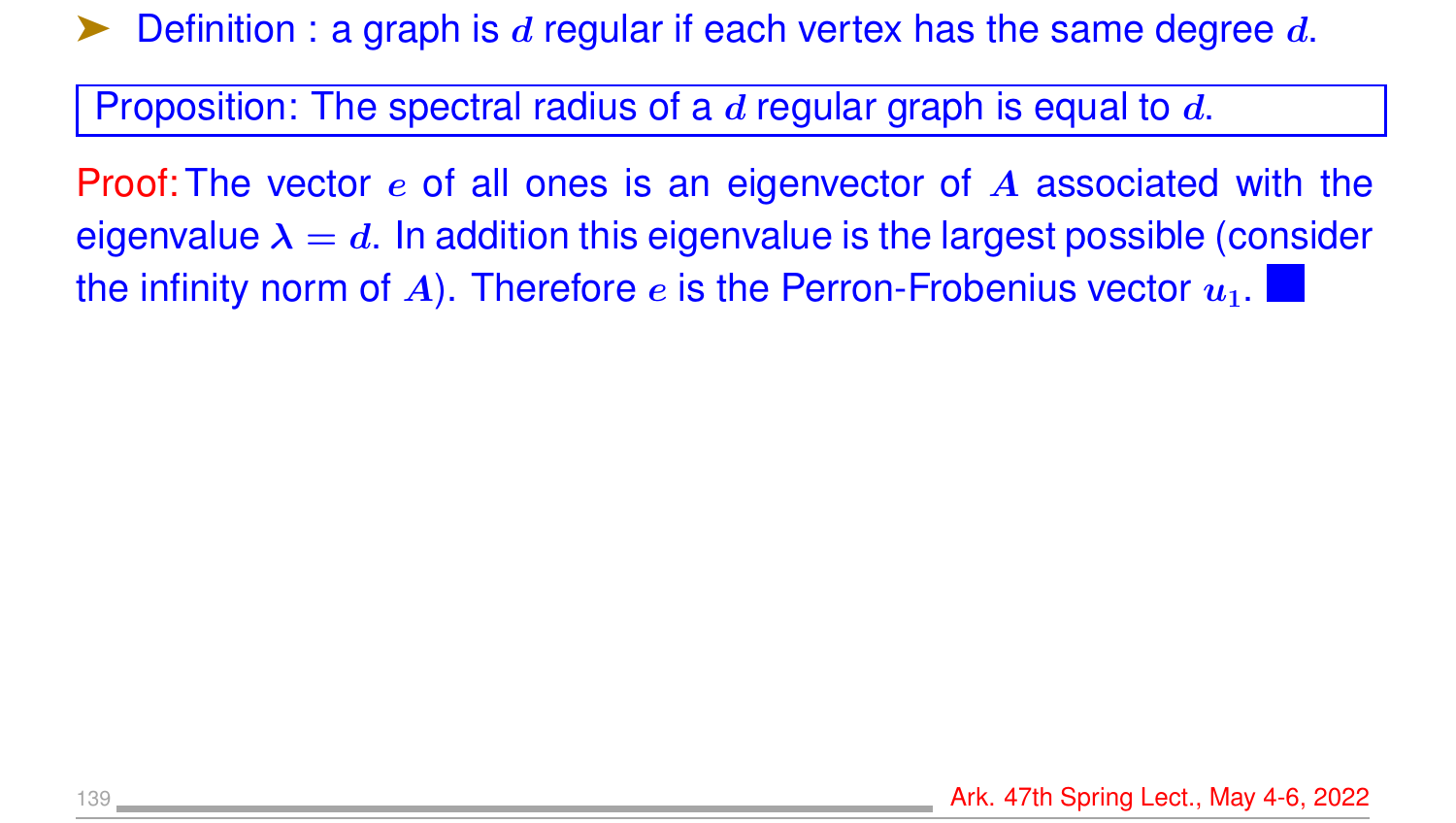- Definition : a graph is $d$ regular if each vertex has the same degree $d$.

**Proposition:** The spectral radius of a $d$ regular graph is equal to $d$.

**Proof:** The vector $e$ of all ones is an eigenvector of $A$ associated with the eigenvalue $\lambda = d$. In addition this eigenvalue is the largest possible (consider the infinity norm of $A$). Therefore $e$ is the Perron-Frobenius vector $u_1$. ■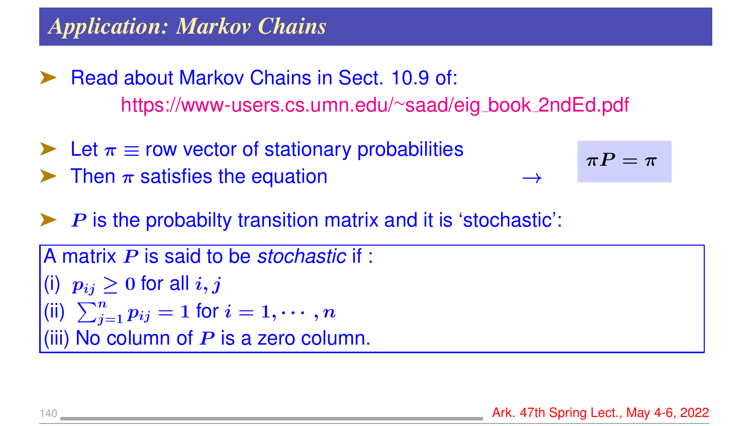## Application: Markov Chains

- Read about Markov Chains in Sect. 10.9 of:
  https://www-users.cs.umn.edu/~saad/eig_book_2ndEd.pdf

- Let $\pi \equiv$ row vector of stationary probabilities
- Then $\pi$ satisfies the equation $\rightarrow$ $\pi P = \pi$

- $P$ is the probabilty transition matrix and it is 'stochastic':

A matrix $P$ is said to be *stochastic* if :
(i) $p_{ij} \geq 0$ for all $i, j$
(ii) $\sum_{j=1}^{n} p_{ij} = 1$ for $i = 1, \cdots, n$
(iii) No column of $P$ is a zero column.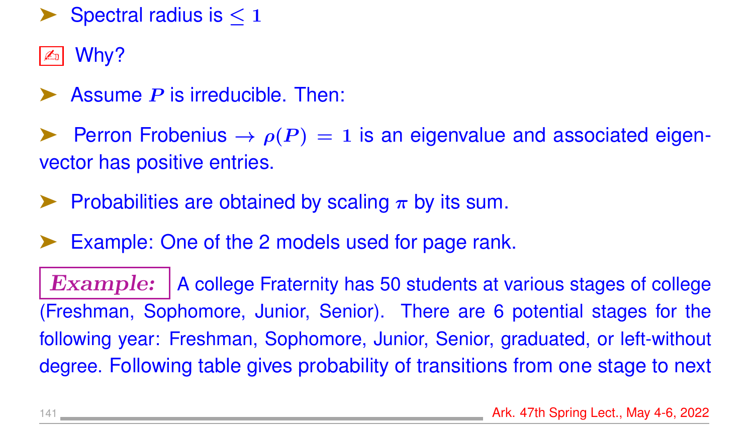- Spectral radius is $\leq 1$

✍ Why?

- Assume $P$ is irreducible. Then:

- Perron Frobenius $\rightarrow \rho(P) = 1$ is an eigenvalue and associated eigenvector has positive entries.

- Probabilities are obtained by scaling $\pi$ by its sum.

- Example: One of the 2 models used for page rank.

***Example:*** A college Fraternity has 50 students at various stages of college (Freshman, Sophomore, Junior, Senior). There are 6 potential stages for the following year: Freshman, Sophomore, Junior, Senior, graduated, or left-without degree. Following table gives probability of transitions from one stage to next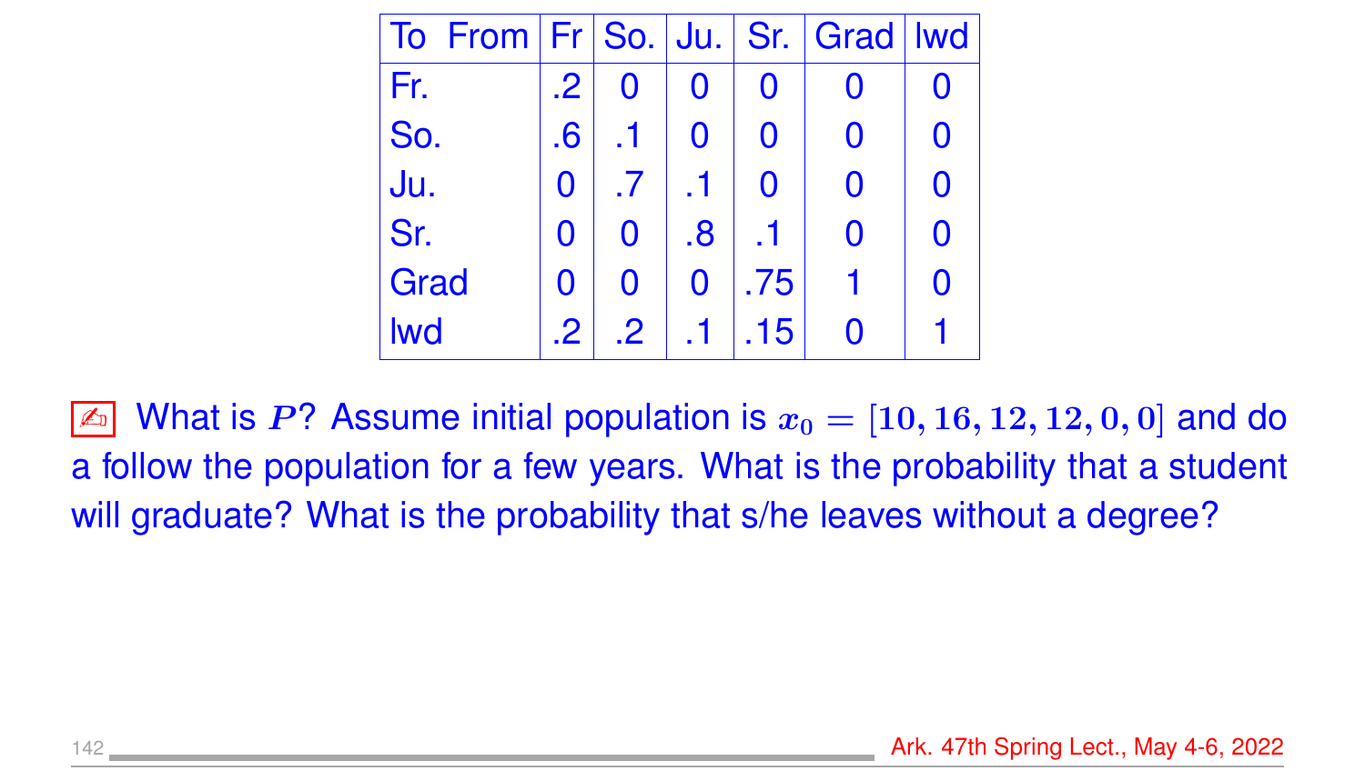| To From | Fr | So. | Ju. | Sr. | Grad | lwd |
|---|---|---|---|---|---|---|
| Fr. | .2 | 0 | 0 | 0 | 0 | 0 |
| So. | .6 | .1 | 0 | 0 | 0 | 0 |
| Ju. | 0 | .7 | .1 | 0 | 0 | 0 |
| Sr. | 0 | 0 | .8 | .1 | 0 | 0 |
| Grad | 0 | 0 | 0 | .75 | 1 | 0 |
| lwd | .2 | .2 | .1 | .15 | 0 | 1 |

✍ What is $P$? Assume initial population is $x_0 = [10, 16, 12, 12, 0, 0]$ and do a follow the population for a few years. What is the probability that a student will graduate? What is the probability that s/he leaves without a degree?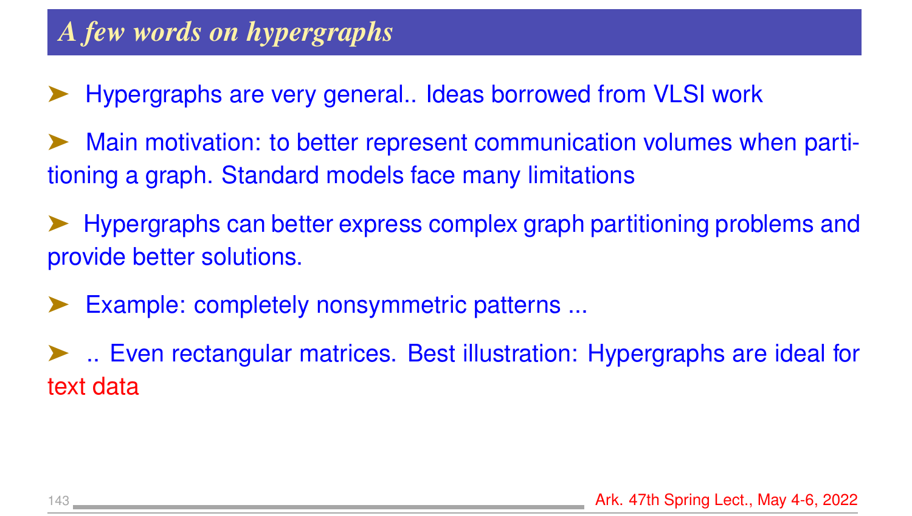## A few words on hypergraphs

- Hypergraphs are very general.. Ideas borrowed from VLSI work
- Main motivation: to better represent communication volumes when partitioning a graph. Standard models face many limitations
- Hypergraphs can better express complex graph partitioning problems and provide better solutions.
- Example: completely nonsymmetric patterns ...
- .. Even rectangular matrices. Best illustration: Hypergraphs are ideal for text data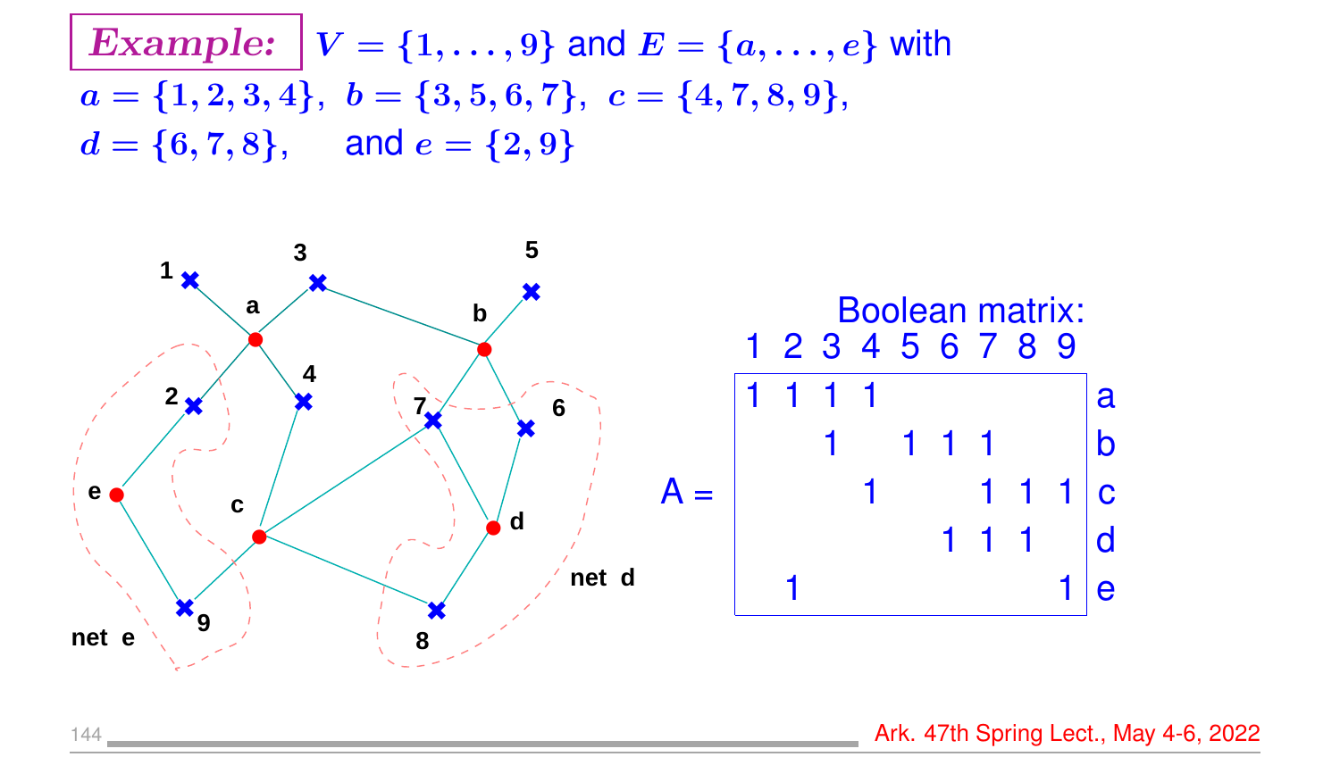**Example:** $V = \{1, \ldots, 9\}$ and $E = \{a, \ldots, e\}$ with
$a = \{1, 2, 3, 4\}$, $b = \{3, 5, 6, 7\}$, $c = \{4, 7, 8, 9\}$,
$d = \{6, 7, 8\}$, and $e = \{2, 9\}$

Boolean matrix:

A =

| | 1 | 2 | 3 | 4 | 5 | 6 | 7 | 8 | 9 |
|---|---|---|---|---|---|---|---|---|---|
| a | 1 | 1 | 1 | 1 | | | | | |
| b | | | 1 | | 1 | 1 | 1 | | |
| c | | | | 1 | | | 1 | 1 | 1 |
| d | | | | | | 1 | 1 | 1 | |
| e | | 1 | | | | | | | 1 |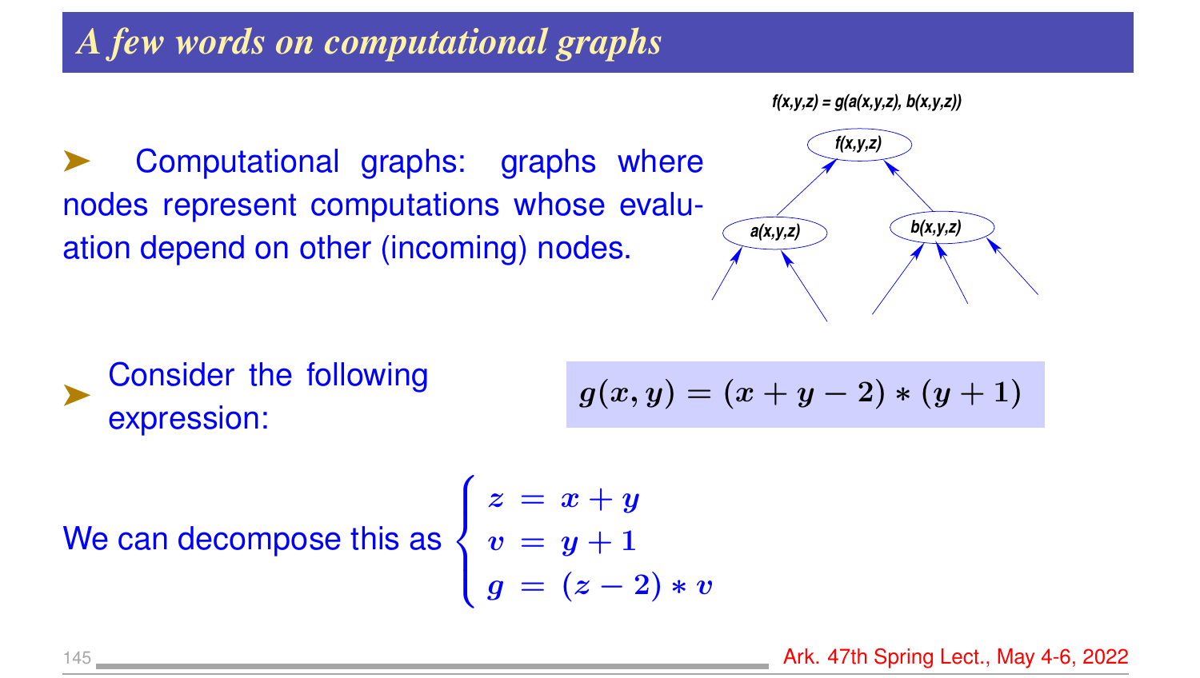# A few words on computational graphs

➤ Computational graphs: graphs where nodes represent computations whose evaluation depend on other (incoming) nodes.

f(x,y,z) = g(a(x,y,z), b(x,y,z))

➤ Consider the following expression:

$$g(x, y) = (x + y - 2) * (y + 1)$$

We can decompose this as

$$\begin{cases} z = x + y \\ v = y + 1 \\ g = (z - 2) * v \end{cases}$$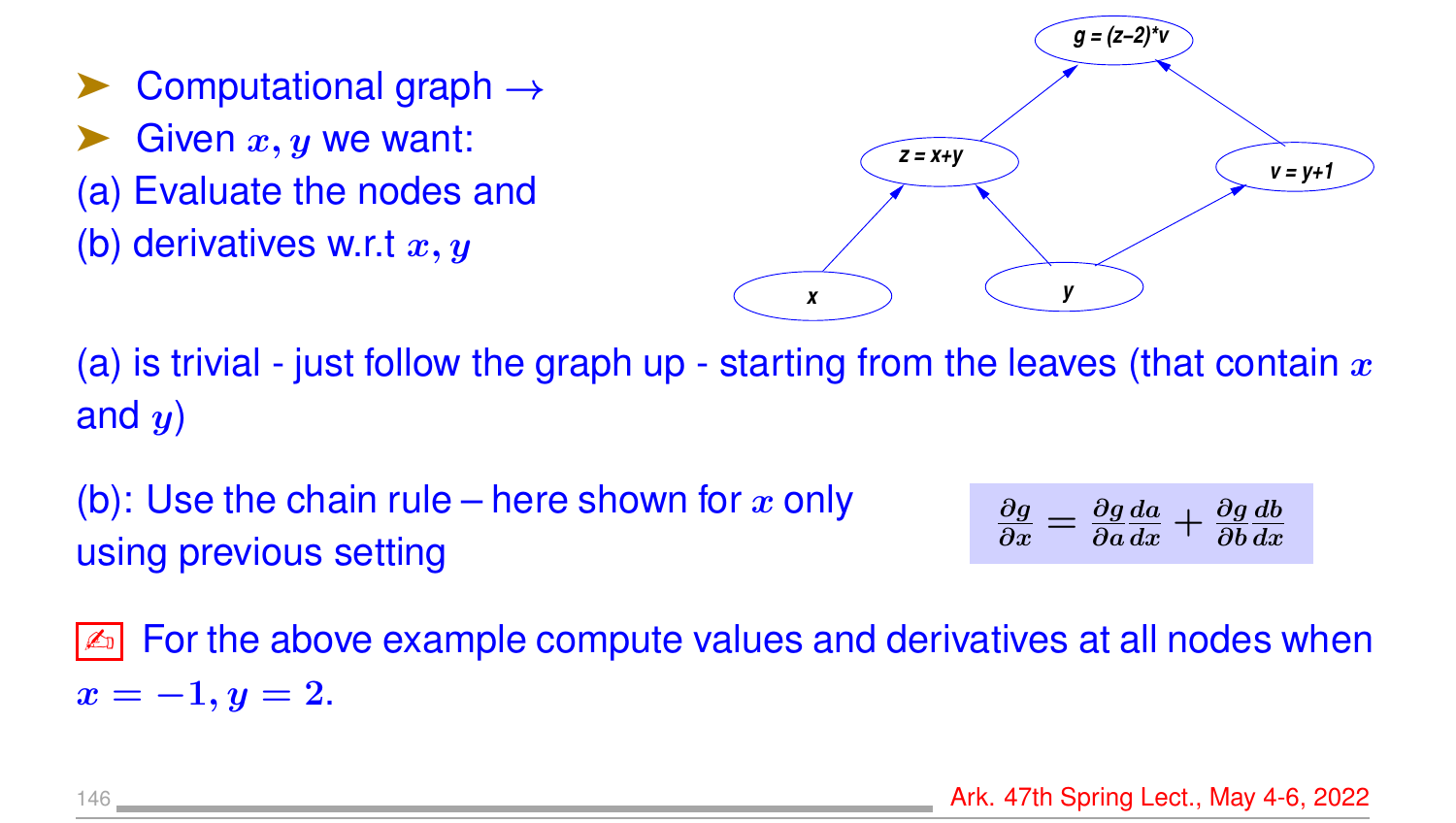- Computational graph →
- Given $x, y$ we want:

(a) Evaluate the nodes and

(b) derivatives w.r.t $x, y$

(a) is trivial - just follow the graph up - starting from the leaves (that contain $x$ and $y$)

(b): Use the chain rule – here shown for $x$ only using previous setting

$$\frac{\partial g}{\partial x} = \frac{\partial g}{\partial a}\frac{da}{dx} + \frac{\partial g}{\partial b}\frac{db}{dx}$$

✍ For the above example compute values and derivatives at all nodes when $x = -1, y = 2$.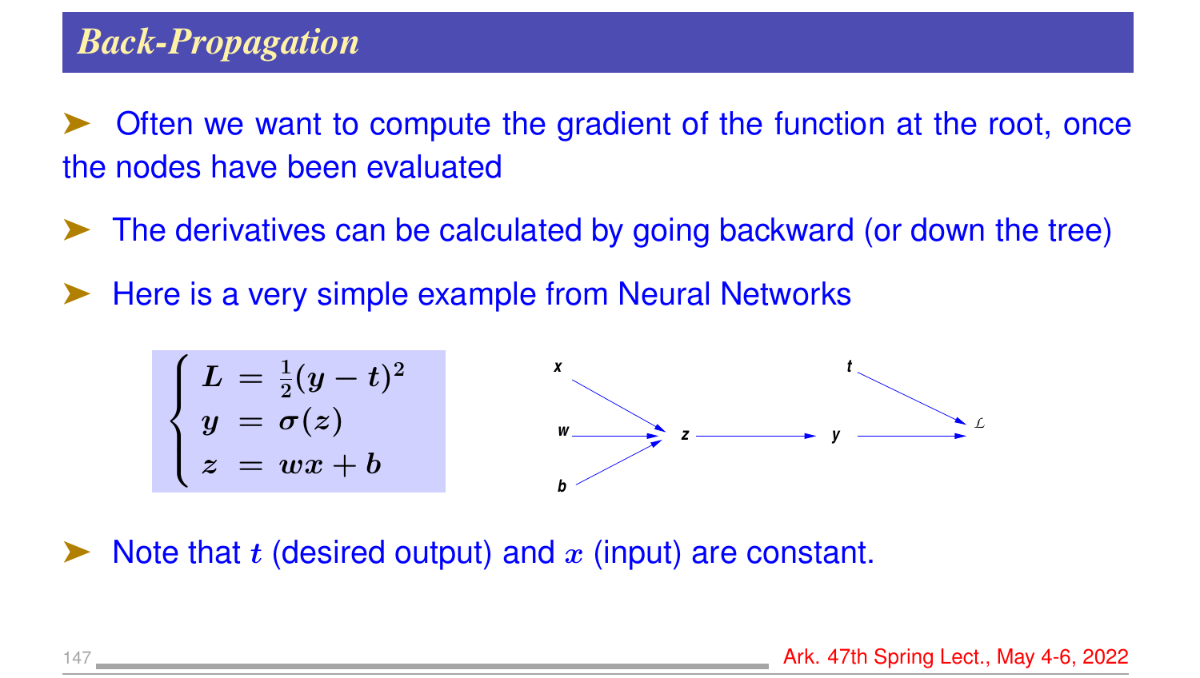## Back-Propagation

- Often we want to compute the gradient of the function at the root, once the nodes have been evaluated
- The derivatives can be calculated by going backward (or down the tree)
- Here is a very simple example from Neural Networks

$$
\begin{cases}
L &= \frac{1}{2}(y - t)^2 \\
y &= \sigma(z) \\
z &= wx + b
\end{cases}
$$

- Note that $t$ (desired output) and $x$ (input) are constant.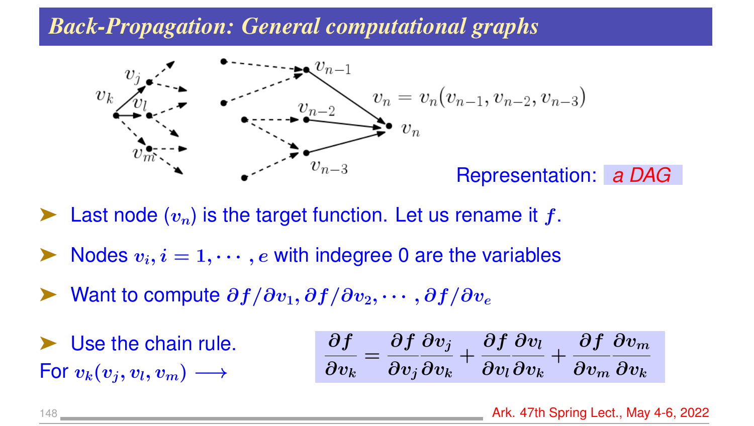## Back-Propagation: General computational graphs

$v_n = v_n(v_{n-1}, v_{n-2}, v_{n-3})$

Representation: *a DAG*

- Last node ($v_n$) is the target function. Let us rename it $f$.
- Nodes $v_i, i = 1, \cdots, e$ with indegree 0 are the variables
- Want to compute $\partial f/\partial v_1, \partial f/\partial v_2, \cdots, \partial f/\partial v_e$
- Use the chain rule.

For $v_k(v_j, v_l, v_m) \longrightarrow$

$$\frac{\partial f}{\partial v_k} = \frac{\partial f}{\partial v_j}\frac{\partial v_j}{\partial v_k} + \frac{\partial f}{\partial v_l}\frac{\partial v_l}{\partial v_k} + \frac{\partial f}{\partial v_m}\frac{\partial v_m}{\partial v_k}$$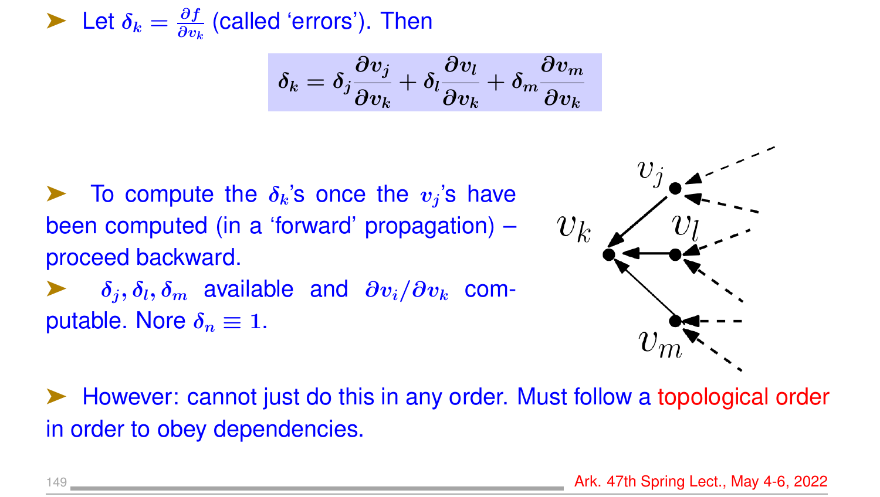- Let $\delta_k = \frac{\partial f}{\partial v_k}$ (called 'errors'). Then

$$\delta_k = \delta_j \frac{\partial v_j}{\partial v_k} + \delta_l \frac{\partial v_l}{\partial v_k} + \delta_m \frac{\partial v_m}{\partial v_k}$$

- To compute the $\delta_k$'s once the $v_j$'s have been computed (in a 'forward' propagation) – proceed backward.
- $\delta_j, \delta_l, \delta_m$ available and $\partial v_i / \partial v_k$ computable. Nore $\delta_n \equiv 1$.

- However: cannot just do this in any order. Must follow a topological order in order to obey dependencies.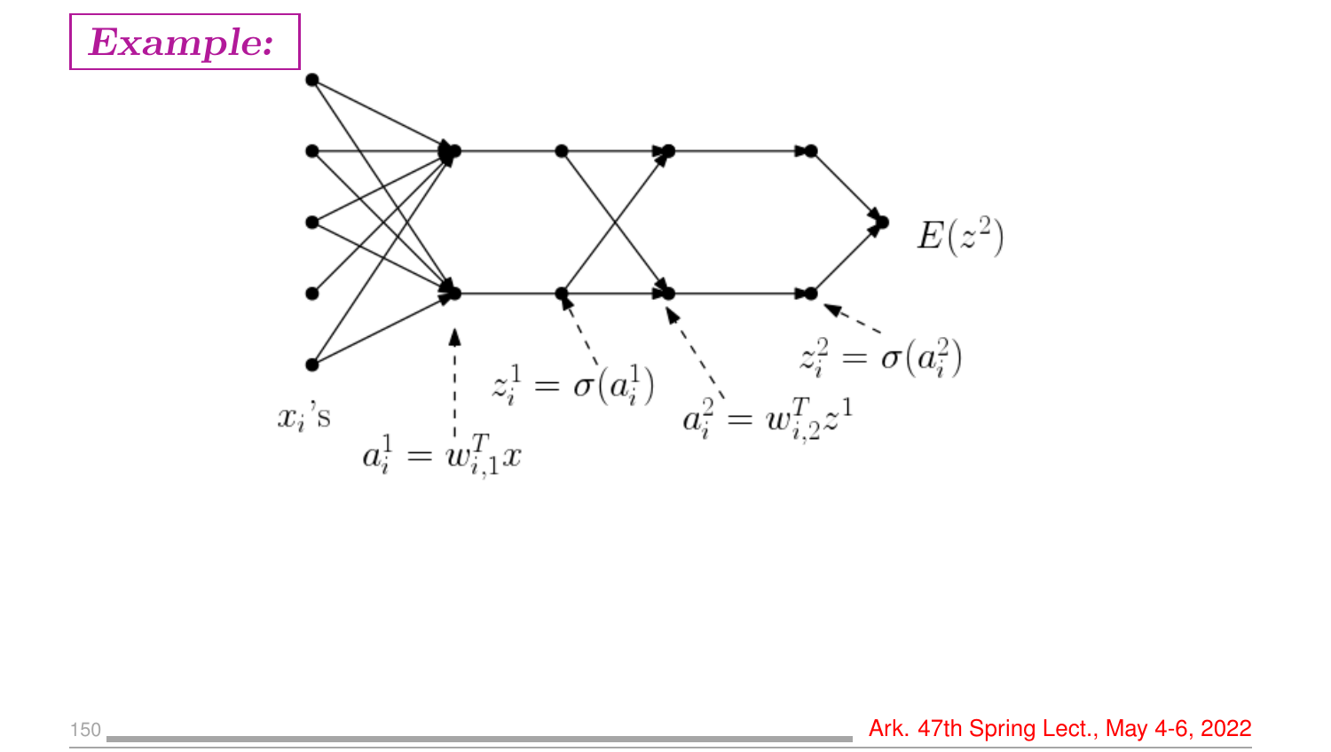***Example:***

$x_i$'s

$a_i^1 = w_{i,1}^T x$

$z_i^1 = \sigma(a_i^1)$

$a_i^2 = w_{i,2}^T z^1$

$z_i^2 = \sigma(a_i^2)$

$E(z^2)$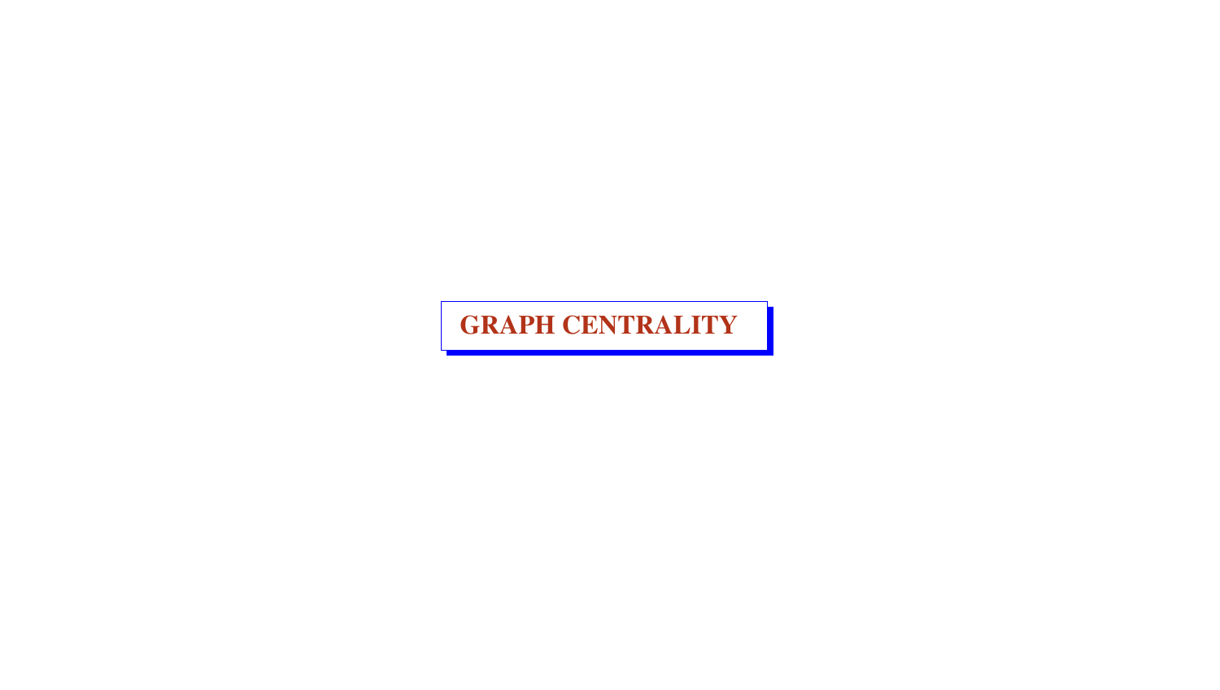# GRAPH CENTRALITY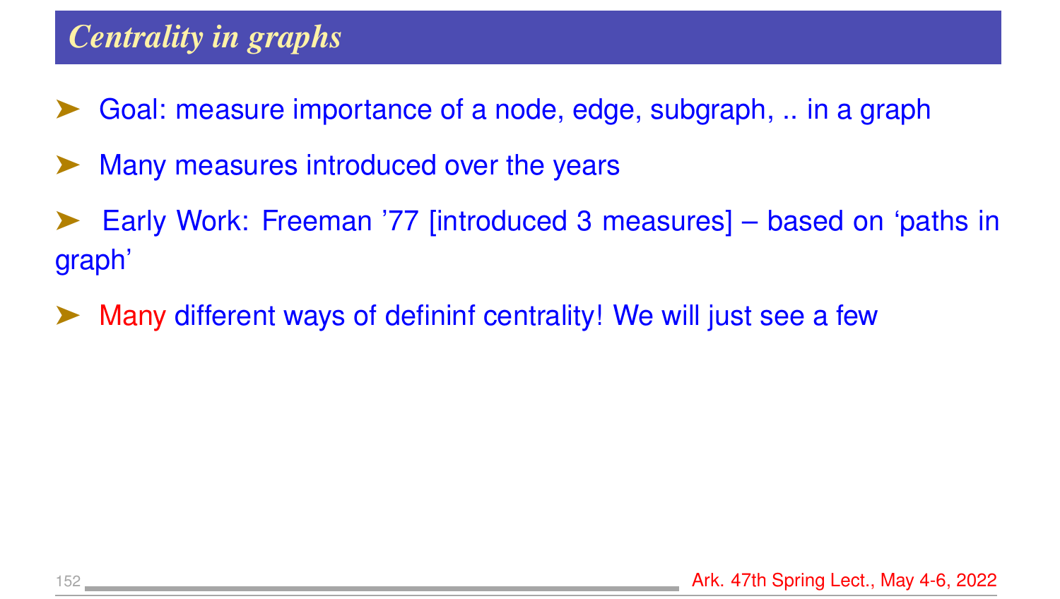## *Centrality in graphs*

- Goal: measure importance of a node, edge, subgraph, .. in a graph
- Many measures introduced over the years
- Early Work: Freeman '77 [introduced 3 measures] – based on 'paths in graph'
- Many different ways of defininf centrality! We will just see a few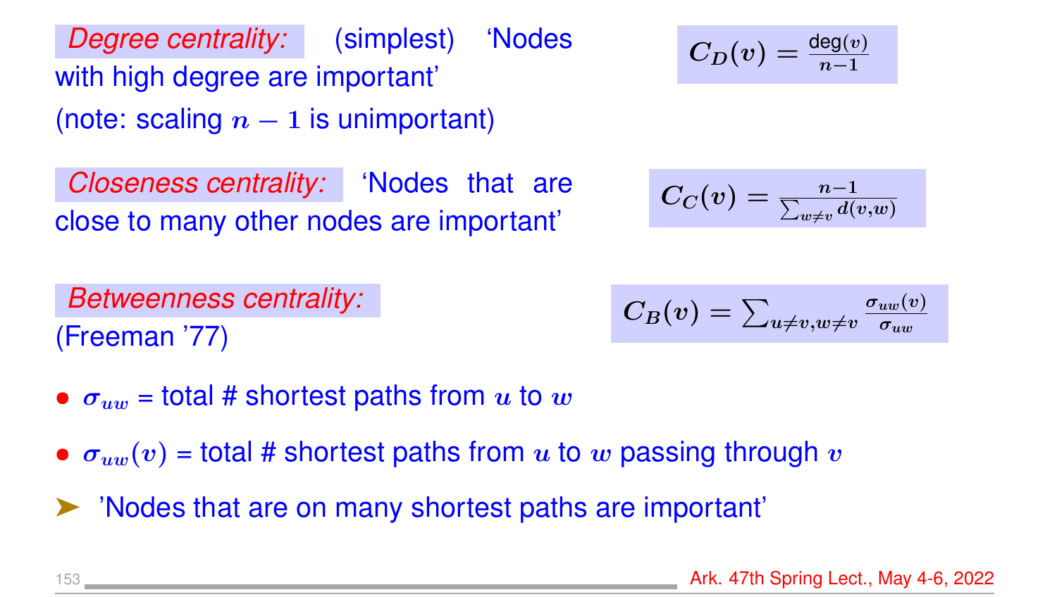*Degree centrality:* (simplest) 'Nodes with high degree are important'
(note: scaling $n-1$ is unimportant)

$$C_D(v) = \frac{\deg(v)}{n-1}$$

*Closeness centrality:* 'Nodes that are close to many other nodes are important'

$$C_C(v) = \frac{n-1}{\sum_{w \neq v} d(v,w)}$$

*Betweenness centrality:*
(Freeman '77)

$$C_B(v) = \sum_{u \neq v, w \neq v} \frac{\sigma_{uw}(v)}{\sigma_{uw}}$$

- $\sigma_{uw}$ = total # shortest paths from $u$ to $w$
- $\sigma_{uw}(v)$ = total # shortest paths from $u$ to $w$ passing through $v$

➤ 'Nodes that are on many shortest paths are important'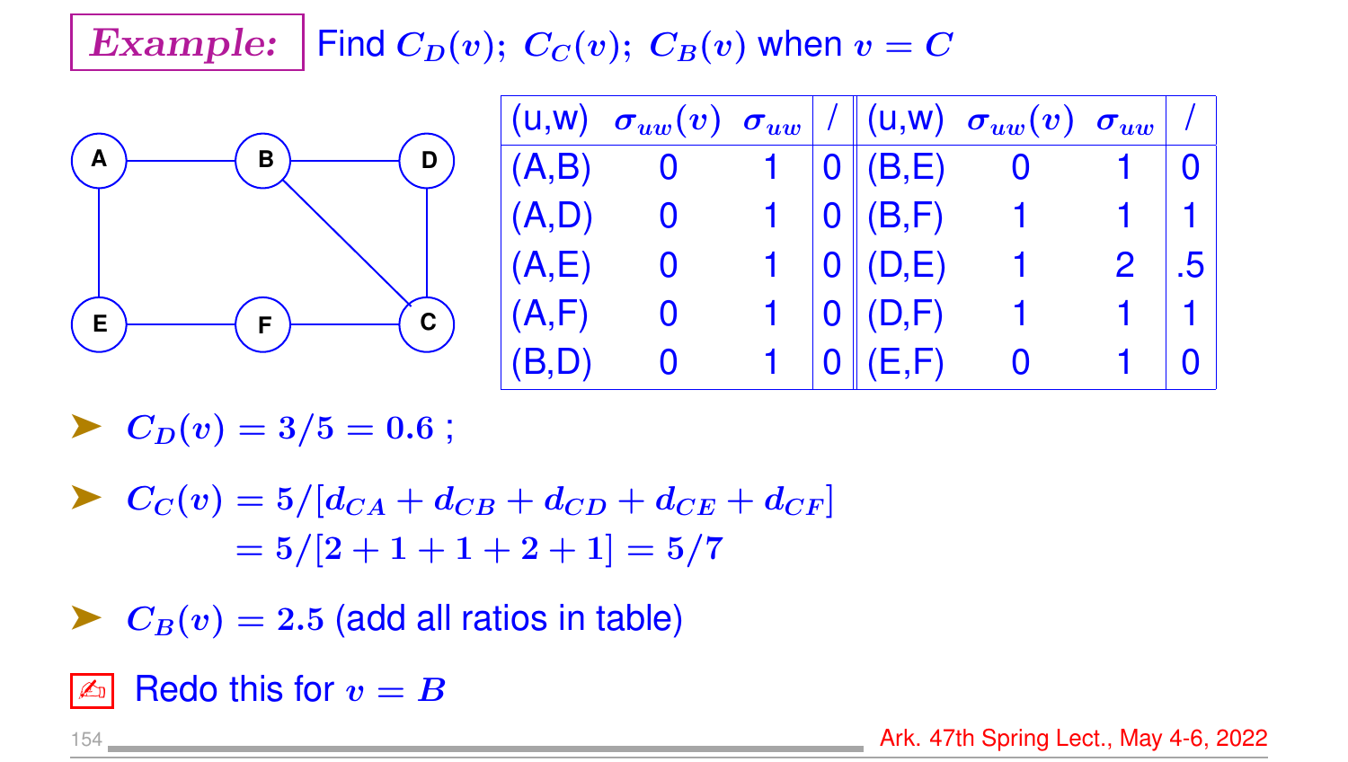**Example:** Find $C_D(v)$; $C_C(v)$; $C_B(v)$ when $v = C$

| (u,w) | $\sigma_{uw}(v)$ | $\sigma_{uw}$ | / | (u,w) | $\sigma_{uw}(v)$ | $\sigma_{uw}$ | / |
|---|---|---|---|---|---|---|---|
| (A,B) | 0 | 1 | 0 | (B,E) | 0 | 1 | 0 |
| (A,D) | 0 | 1 | 0 | (B,F) | 1 | 1 | 1 |
| (A,E) | 0 | 1 | 0 | (D,E) | 1 | 2 | .5 |
| (A,F) | 0 | 1 | 0 | (D,F) | 1 | 1 | 1 |
| (B,D) | 0 | 1 | 0 | (E,F) | 0 | 1 | 0 |

- $C_D(v) = 3/5 = 0.6$ ;
- $C_C(v) = 5/[d_{CA} + d_{CB} + d_{CD} + d_{CE} + d_{CF}]$
  $= 5/[2 + 1 + 1 + 2 + 1] = 5/7$
- $C_B(v) = 2.5$ (add all ratios in table)

Redo this for $v = B$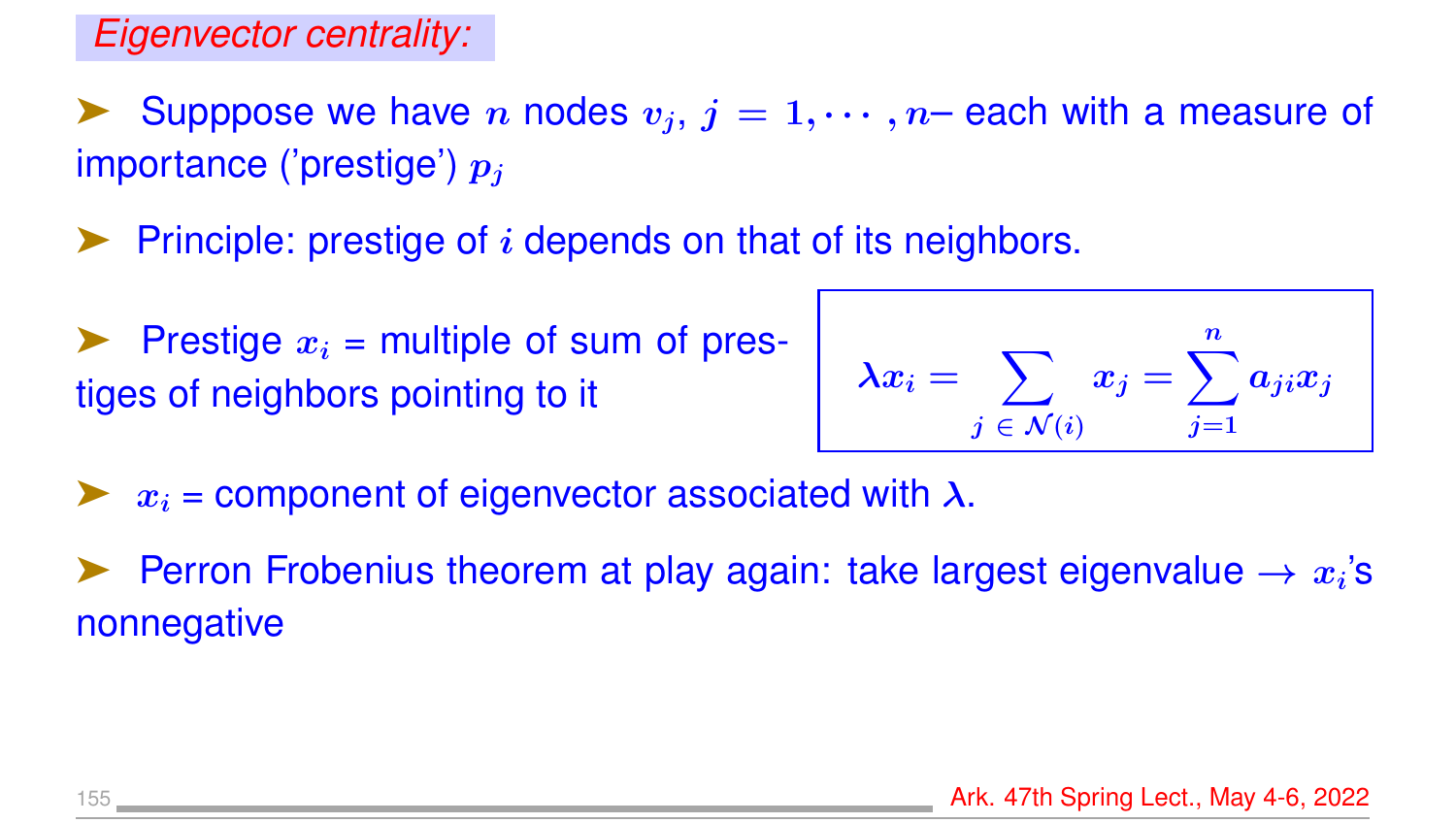## *Eigenvector centrality:*

- Supppose we have $n$ nodes $v_j$, $j = 1, \cdots, n$– each with a measure of importance ('prestige') $p_j$

- Principle: prestige of $i$ depends on that of its neighbors.

- Prestige $x_i$ = multiple of sum of prestiges of neighbors pointing to it

$$\lambda x_i = \sum_{j \,\in\, \mathcal{N}(i)} x_j = \sum_{j=1}^{n} a_{ji} x_j$$

- $x_i$ = component of eigenvector associated with $\lambda$.

- Perron Frobenius theorem at play again: take largest eigenvalue $\rightarrow$ $x_i$'s nonnegative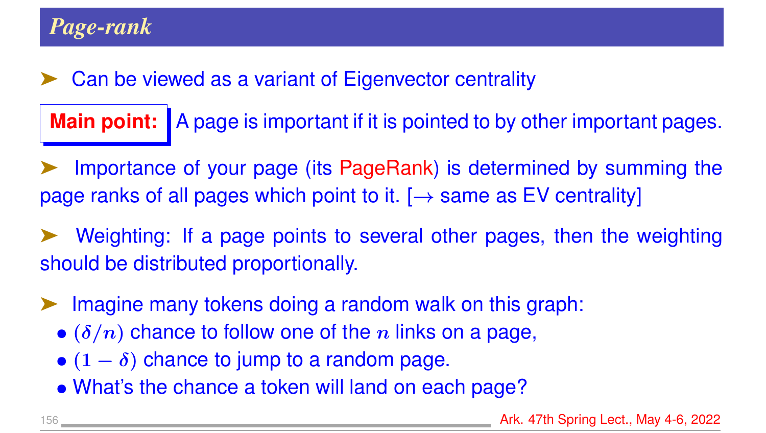## *Page-rank*

- Can be viewed as a variant of Eigenvector centrality

**Main point:** A page is important if it is pointed to by other important pages.

- Importance of your page (its PageRank) is determined by summing the page ranks of all pages which point to it. [$\rightarrow$ same as EV centrality]

- Weighting: If a page points to several other pages, then the weighting should be distributed proportionally.

- Imagine many tokens doing a random walk on this graph:
  - $(\delta/n)$ chance to follow one of the $n$ links on a page,
  - $(1-\delta)$ chance to jump to a random page.
  - What's the chance a token will land on each page?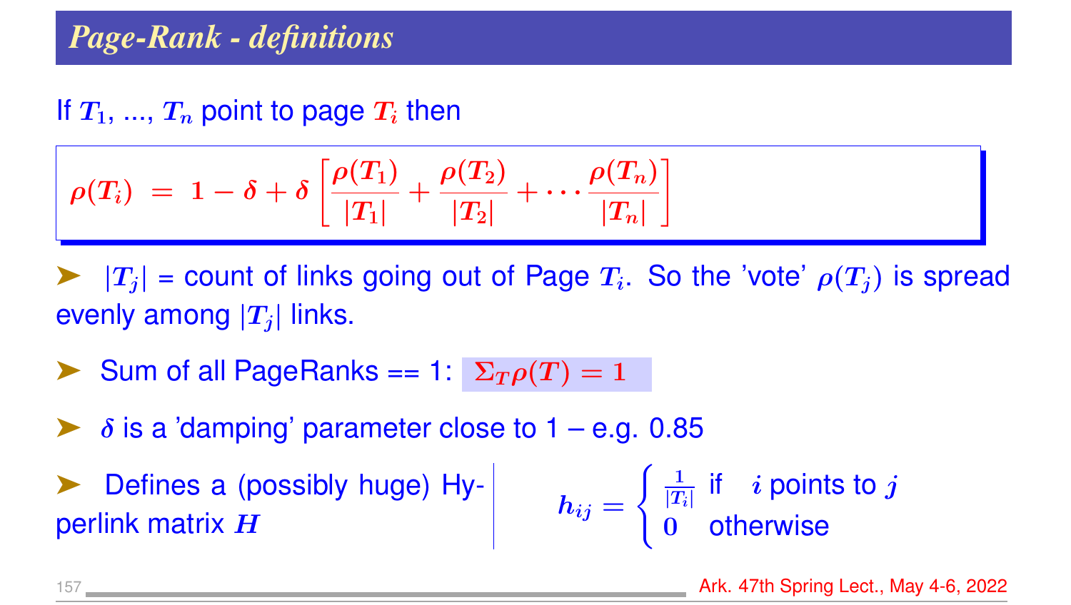# Page-Rank - definitions

If $T_1$, ..., $T_n$ point to page $T_i$ then

$$\rho(T_i) \;=\; 1 - \delta + \delta \left[ \frac{\rho(T_1)}{|T_1|} + \frac{\rho(T_2)}{|T_2|} + \cdots \frac{\rho(T_n)}{|T_n|} \right]$$

- $|T_j|$ = count of links going out of Page $T_i$. So the 'vote' $\rho(T_j)$ is spread evenly among $|T_j|$ links.
- Sum of all PageRanks == 1: $\Sigma_T \rho(T) = 1$
- $\delta$ is a 'damping' parameter close to 1 – e.g. 0.85
- Defines a (possibly huge) Hyperlink matrix $H$

$$h_{ij} = \begin{cases} \frac{1}{|T_i|} & \text{if } \quad i \text{ points to } j \\ 0 & \text{otherwise} \end{cases}$$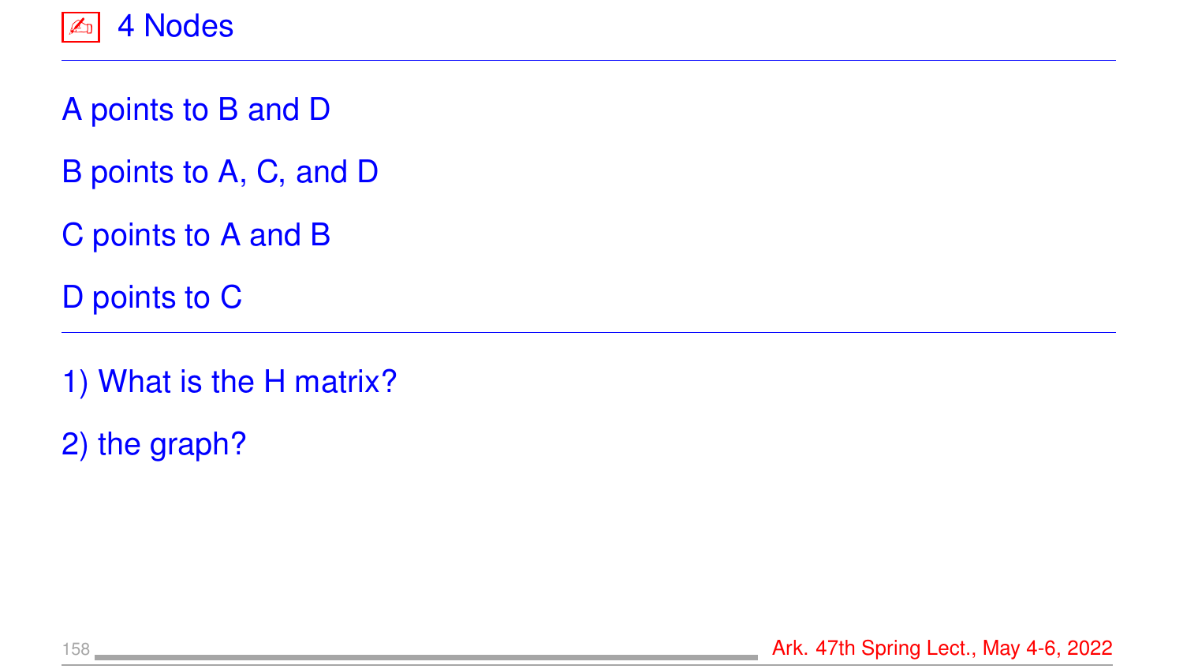# ✍ 4 Nodes

A points to B and D

B points to A, C, and D

C points to A and B

D points to C

---

1) What is the H matrix?

2) the graph?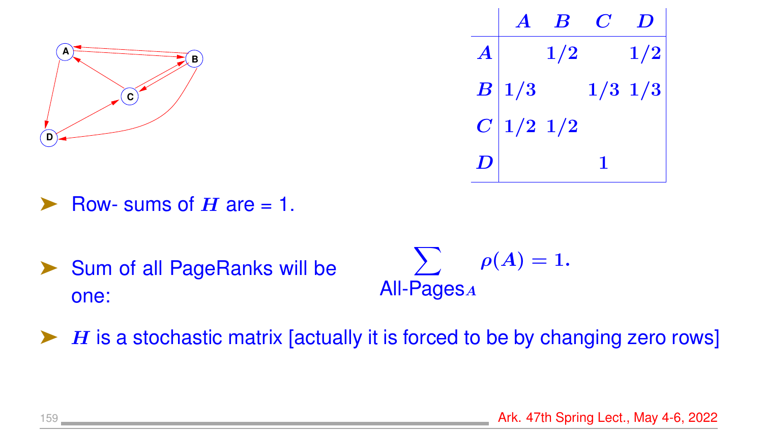|   | $A$ | $B$ | $C$ | $D$ |
|---|---|---|---|---|
| $A$ |   | $1/2$ |   | $1/2$ |
| $B$ | $1/3$ |   | $1/3$ | $1/3$ |
| $C$ | $1/2$ | $1/2$ |   |   |
| $D$ |   |   | $1$ |   |

- Row- sums of $H$ are = 1.
- Sum of all PageRanks will be one:

$$\sum_{\text{All-Pages}_A} \rho(A) = 1.$$

- $H$ is a stochastic matrix [actually it is forced to be by changing zero rows]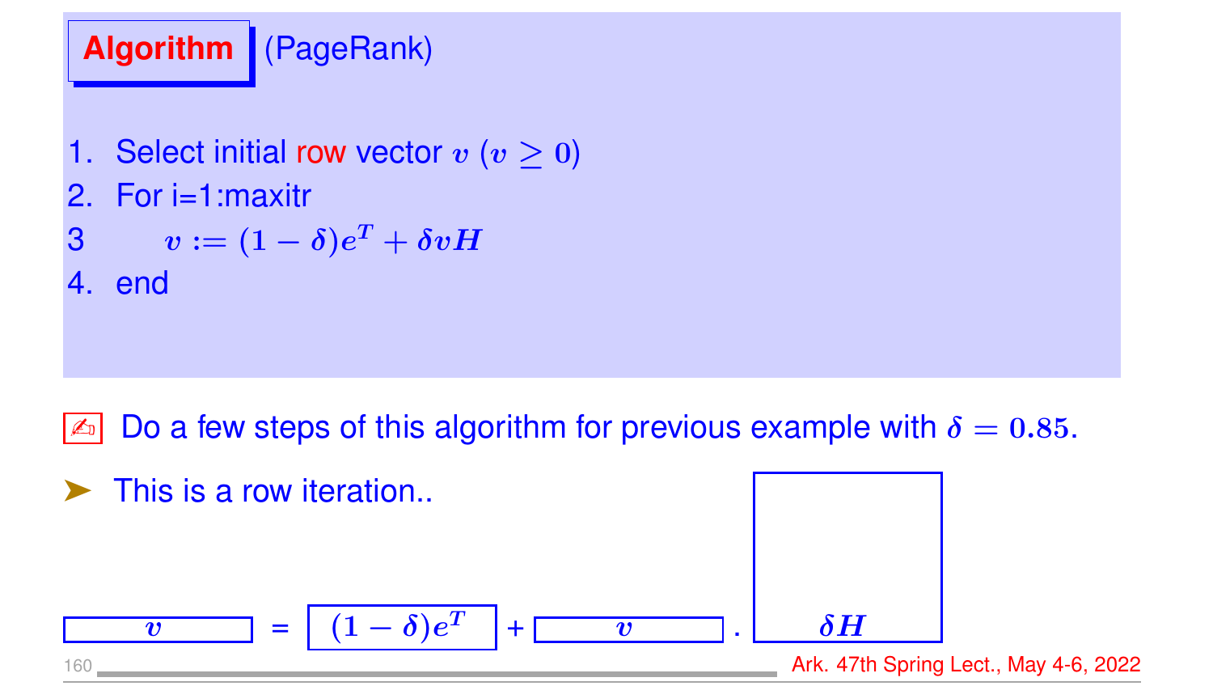**Algorithm** (PageRank)

1. Select initial row vector $v$ ($v \geq 0$)
2. For i=1:maxitr
3. $\quad v := (1-\delta)e^T + \delta v H$
4. end

✍ Do a few steps of this algorithm for previous example with $\delta = 0.85$.

➤ This is a row iteration..

$$v = (1-\delta)e^T + v \cdot \delta H$$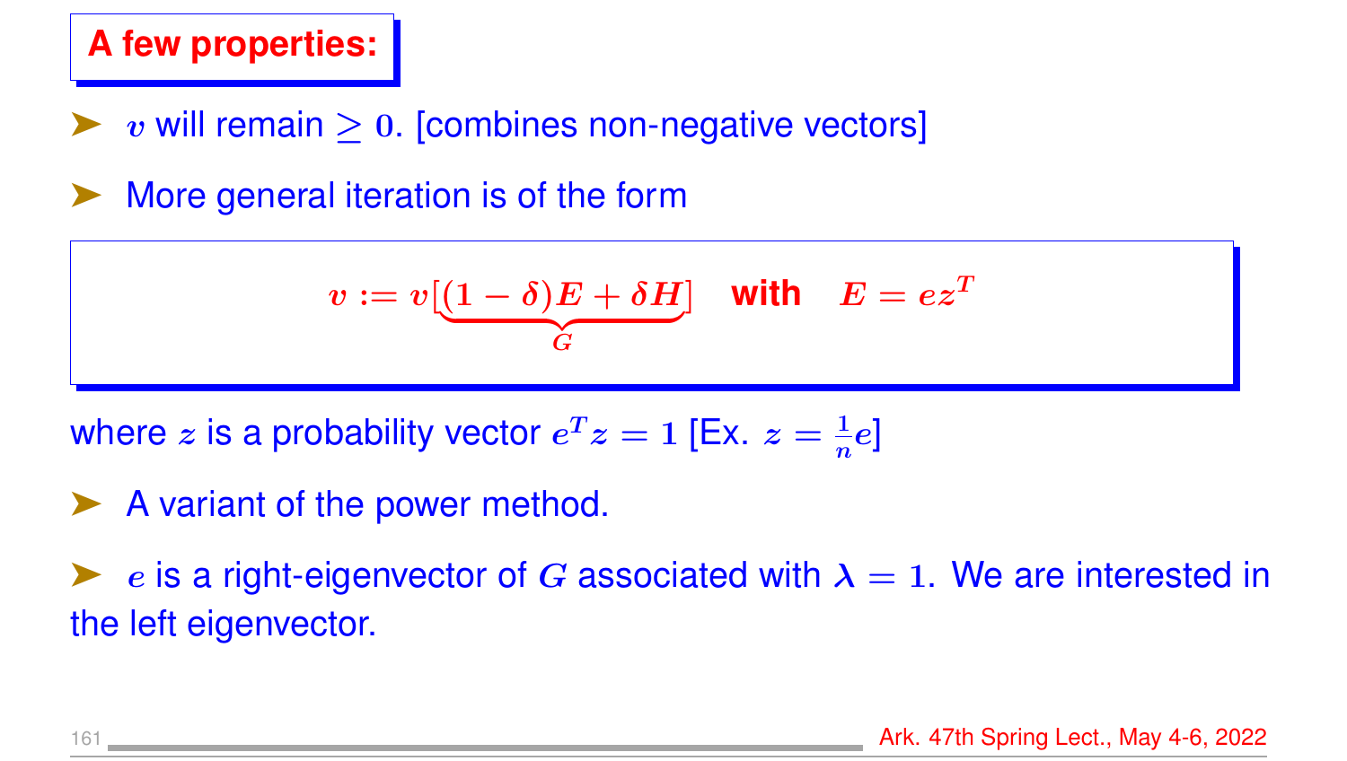## A few properties:

- $v$ will remain $\geq 0$. [combines non-negative vectors]
- More general iteration is of the form

$$v := v[\underbrace{(1-\delta)E + \delta H}_{G}] \quad \textbf{with} \quad E = ez^T$$

where $z$ is a probability vector $e^T z = 1$ [Ex. $z = \frac{1}{n}e$]

- A variant of the power method.
- $e$ is a right-eigenvector of $G$ associated with $\lambda = 1$. We are interested in the left eigenvector.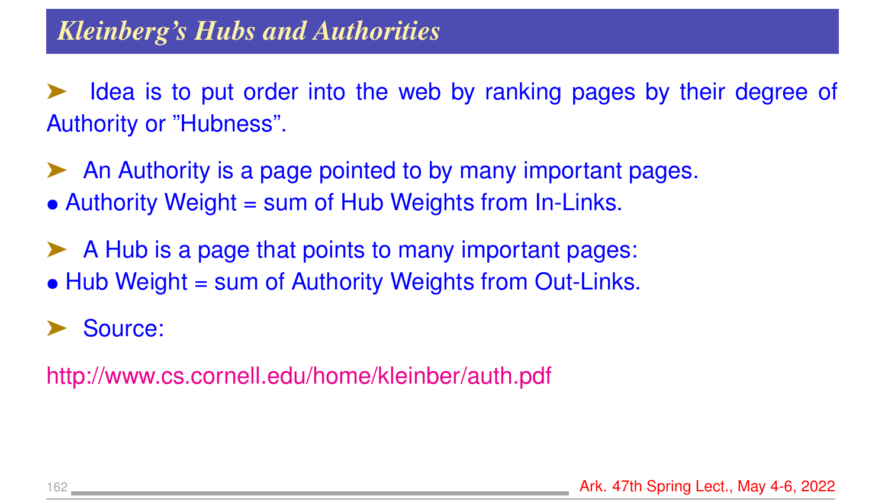## *Kleinberg's Hubs and Authorities*

➤ Idea is to put order into the web by ranking pages by their degree of Authority or "Hubness".

➤ An Authority is a page pointed to by many important pages.

- Authority Weight = sum of Hub Weights from In-Links.

➤ A Hub is a page that points to many important pages:

- Hub Weight = sum of Authority Weights from Out-Links.

➤ Source:

http://www.cs.cornell.edu/home/kleinber/auth.pdf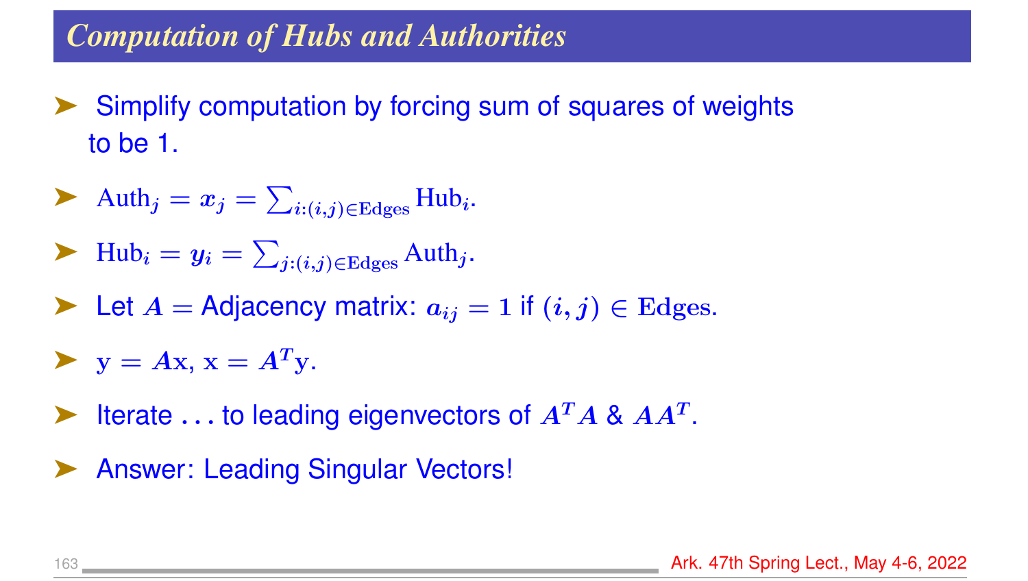## *Computation of Hubs and Authorities*

- Simplify computation by forcing sum of squares of weights to be 1.
- $\text{Auth}_j = x_j = \sum_{i:(i,j)\in \text{Edges}} \text{Hub}_i$.
- $\text{Hub}_i = y_i = \sum_{j:(i,j)\in \text{Edges}} \text{Auth}_j$.
- Let $A =$ Adjacency matrix: $a_{ij} = 1$ if $(i,j) \in \text{Edges}$.
- $\mathbf{y} = A\mathbf{x}$, $\mathbf{x} = A^T\mathbf{y}$.
- Iterate ... to leading eigenvectors of $A^T A$ & $AA^T$.
- Answer: Leading Singular Vectors!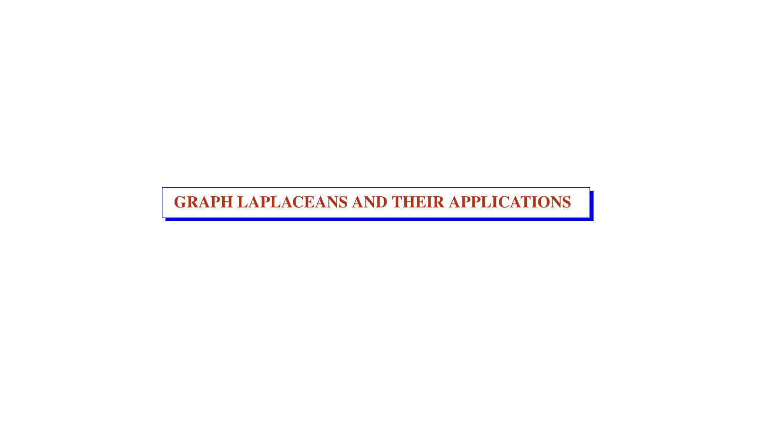# GRAPH LAPLACEANS AND THEIR APPLICATIONS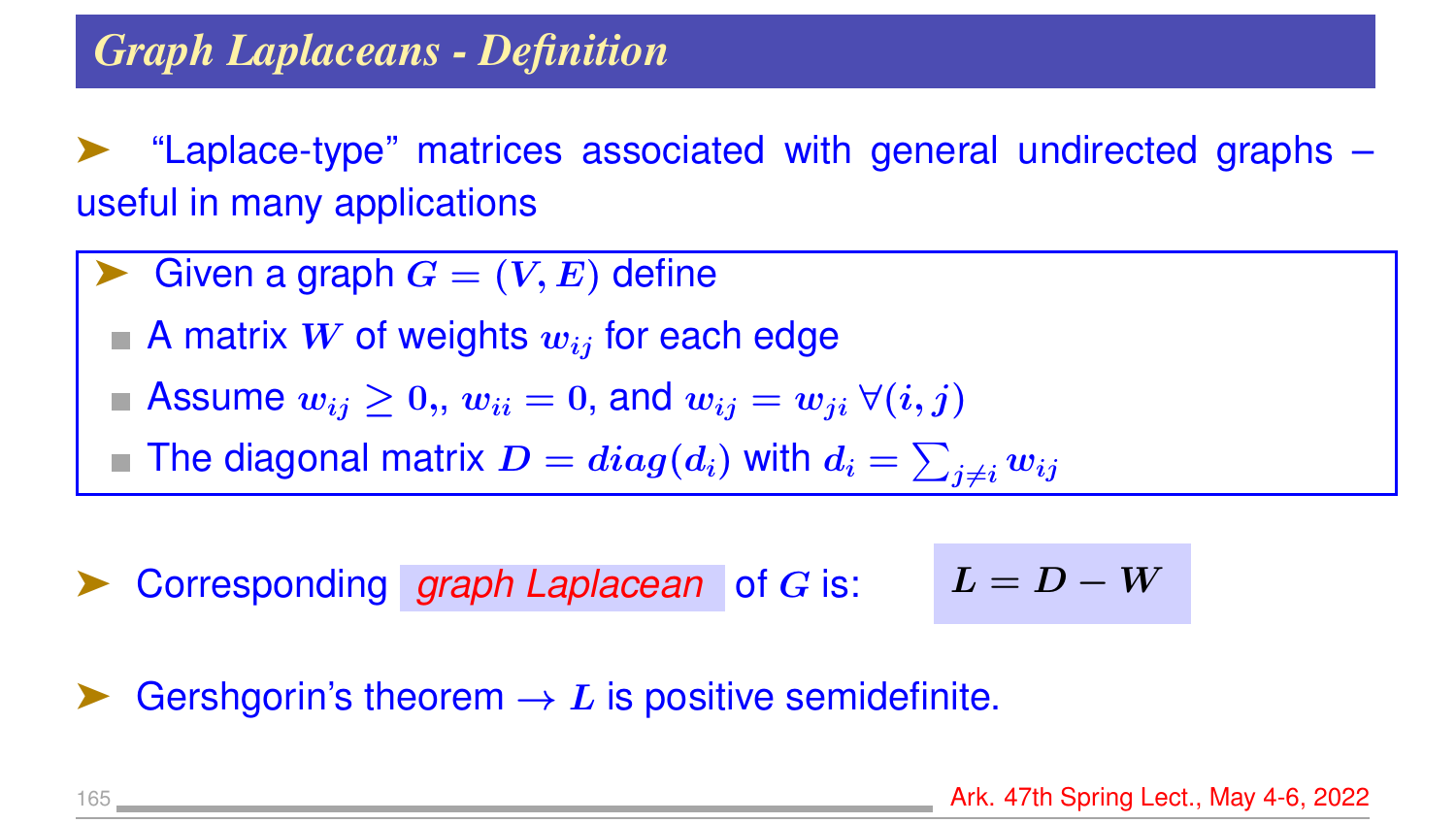## *Graph Laplaceans - Definition*

➤ "Laplace-type" matrices associated with general undirected graphs – useful in many applications

➤ Given a graph $G = (V, E)$ define

- A matrix $W$ of weights $w_{ij}$ for each edge
- Assume $w_{ij} \geq 0,$, $w_{ii} = 0$, and $w_{ij} = w_{ji}\ \forall(i, j)$
- The diagonal matrix $D = diag(d_i)$ with $d_i = \sum_{j \neq i} w_{ij}$

➤ Corresponding *graph Laplacean* of $G$ is: $L = D - W$

➤ Gershgorin's theorem → $L$ is positive semidefinite.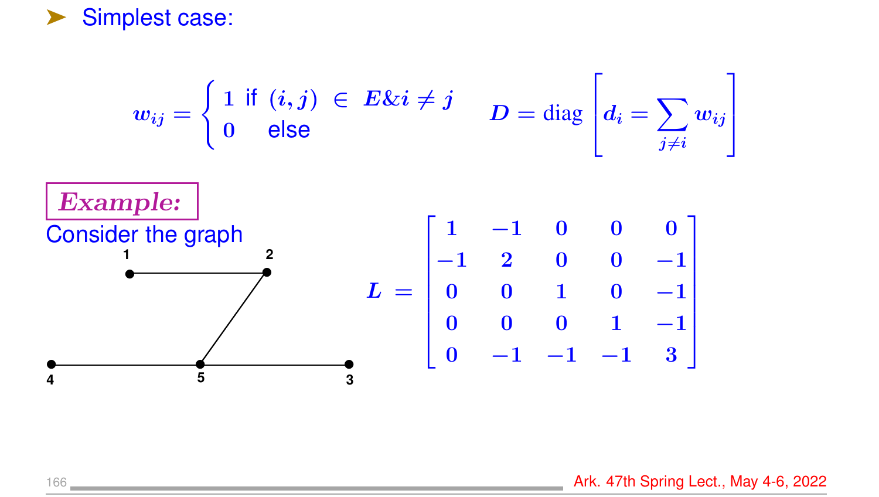- Simplest case:

$$w_{ij} = \begin{cases} 1 \text{ if } (i,j) \in E \& i \neq j \\ 0 \quad \text{else} \end{cases} \qquad D = \text{diag}\left[d_i = \sum_{j \neq i} w_{ij}\right]$$

***Example:***

Consider the graph

1, 2, 4, 5, 3

$$L = \begin{bmatrix} 1 & -1 & 0 & 0 & 0 \\ -1 & 2 & 0 & 0 & -1 \\ 0 & 0 & 1 & 0 & -1 \\ 0 & 0 & 0 & 1 & -1 \\ 0 & -1 & -1 & -1 & 3 \end{bmatrix}$$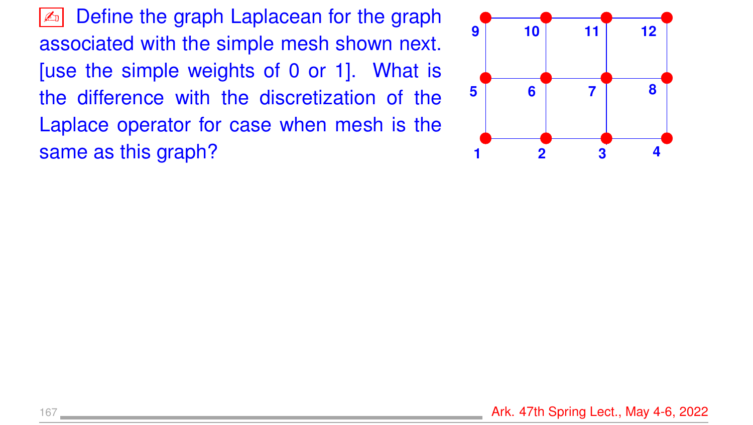✍ Define the graph Laplacean for the graph associated with the simple mesh shown next. [use the simple weights of 0 or 1]. What is the difference with the discretization of the Laplace operator for case when mesh is the same as this graph?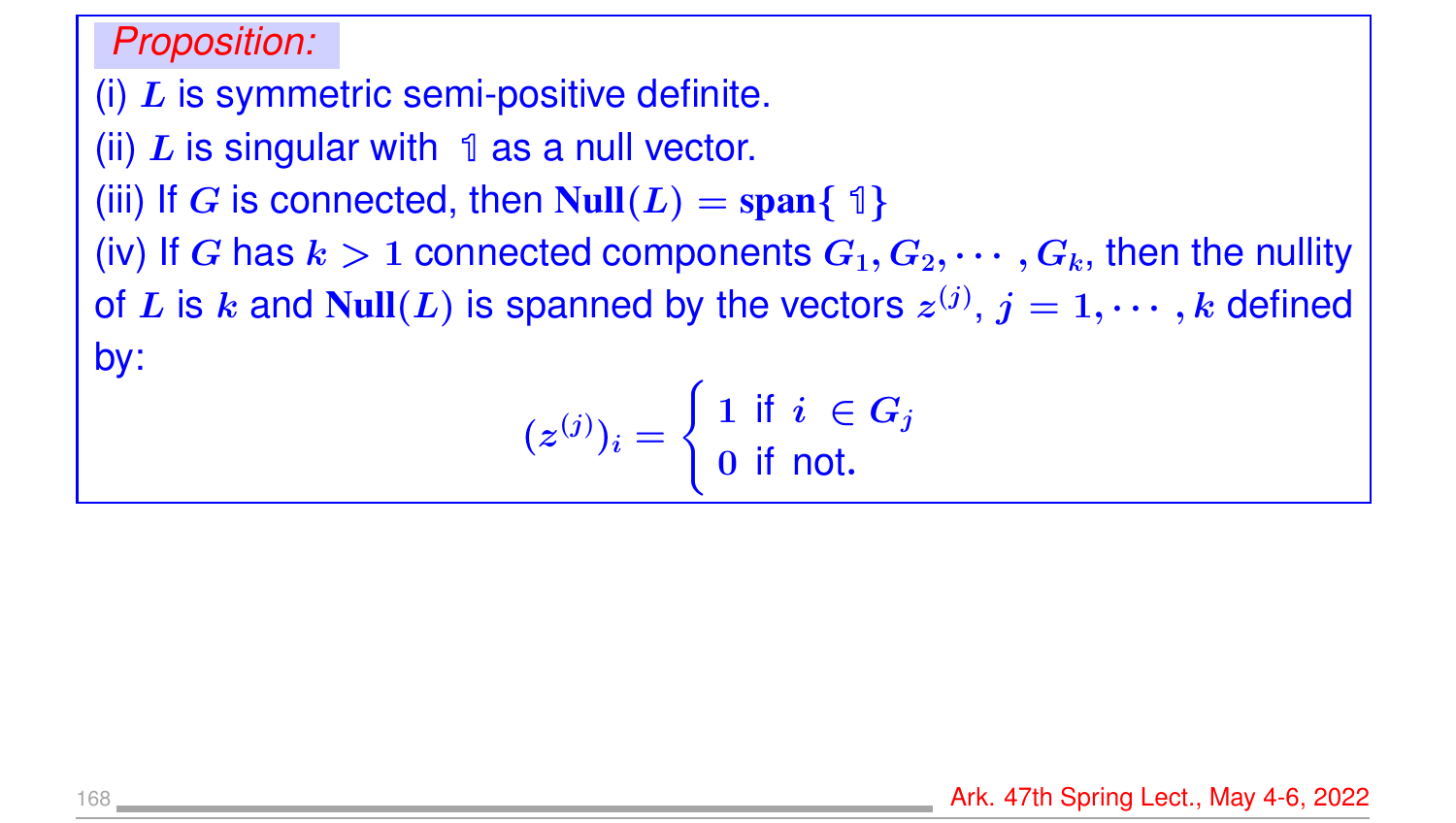*Proposition:*

(i) $L$ is symmetric semi-positive definite.

(ii) $L$ is singular with $\mathbb{1}$ as a null vector.

(iii) If $G$ is connected, then $\textbf{Null}(L) = \textbf{span}\{\ \mathbb{1}\}$

(iv) If $G$ has $k > 1$ connected components $G_1, G_2, \cdots, G_k$, then the nullity of $L$ is $k$ and $\textbf{Null}(L)$ is spanned by the vectors $z^{(j)}$, $j = 1, \cdots, k$ defined by:

$$(z^{(j)})_i = \begin{cases} 1 \text{ if } i \in G_j \\ 0 \text{ if not.} \end{cases}$$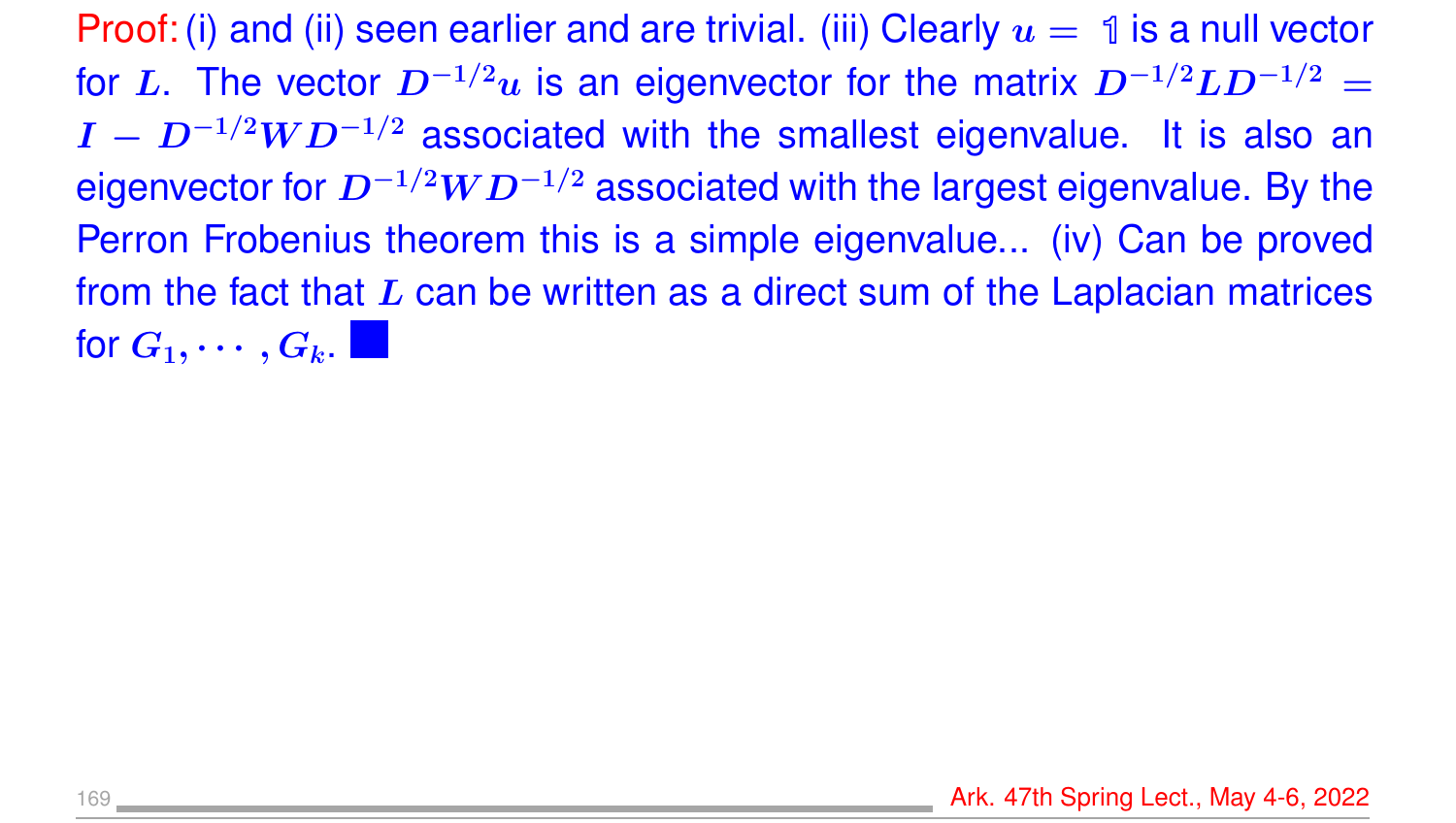**Proof:** (i) and (ii) seen earlier and are trivial. (iii) Clearly $u = \mathbb{1}$ is a null vector for $L$. The vector $D^{-1/2}u$ is an eigenvector for the matrix $D^{-1/2}LD^{-1/2} = I - D^{-1/2}WD^{-1/2}$ associated with the smallest eigenvalue. It is also an eigenvector for $D^{-1/2}WD^{-1/2}$ associated with the largest eigenvalue. By the Perron Frobenius theorem this is a simple eigenvalue... (iv) Can be proved from the fact that $L$ can be written as a direct sum of the Laplacian matrices for $G_1, \cdots, G_k$. ■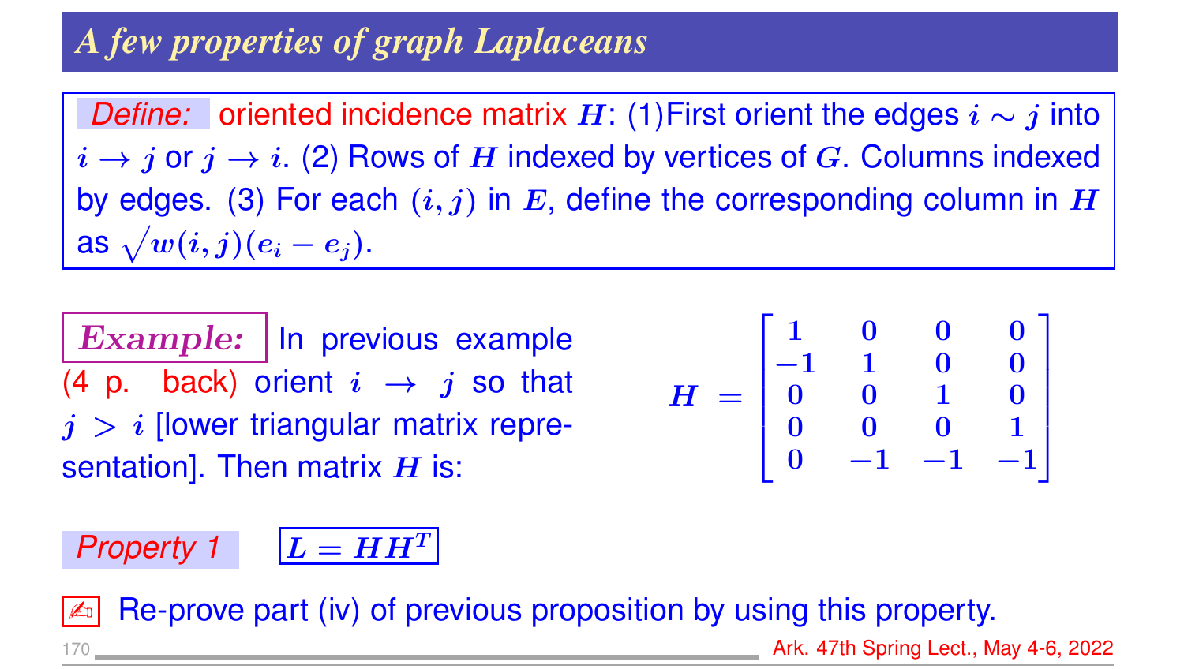# A few properties of graph Laplaceans

*Define:* oriented incidence matrix $H$: (1)First orient the edges $i \sim j$ into $i \to j$ or $j \to i$. (2) Rows of $H$ indexed by vertices of $G$. Columns indexed by edges. (3) For each $(i, j)$ in $E$, define the corresponding column in $H$ as $\sqrt{w(i,j)}(e_i - e_j)$.

***Example:*** In previous example (4 p. back) orient $i \to j$ so that $j > i$ [lower triangular matrix representation]. Then matrix $H$ is:

$$H = \begin{bmatrix} 1 & 0 & 0 & 0 \\ -1 & 1 & 0 & 0 \\ 0 & 0 & 1 & 0 \\ 0 & 0 & 0 & 1 \\ 0 & -1 & -1 & -1 \end{bmatrix}$$

*Property 1* $\quad$ $L = HH^T$

Re-prove part (iv) of previous proposition by using this property.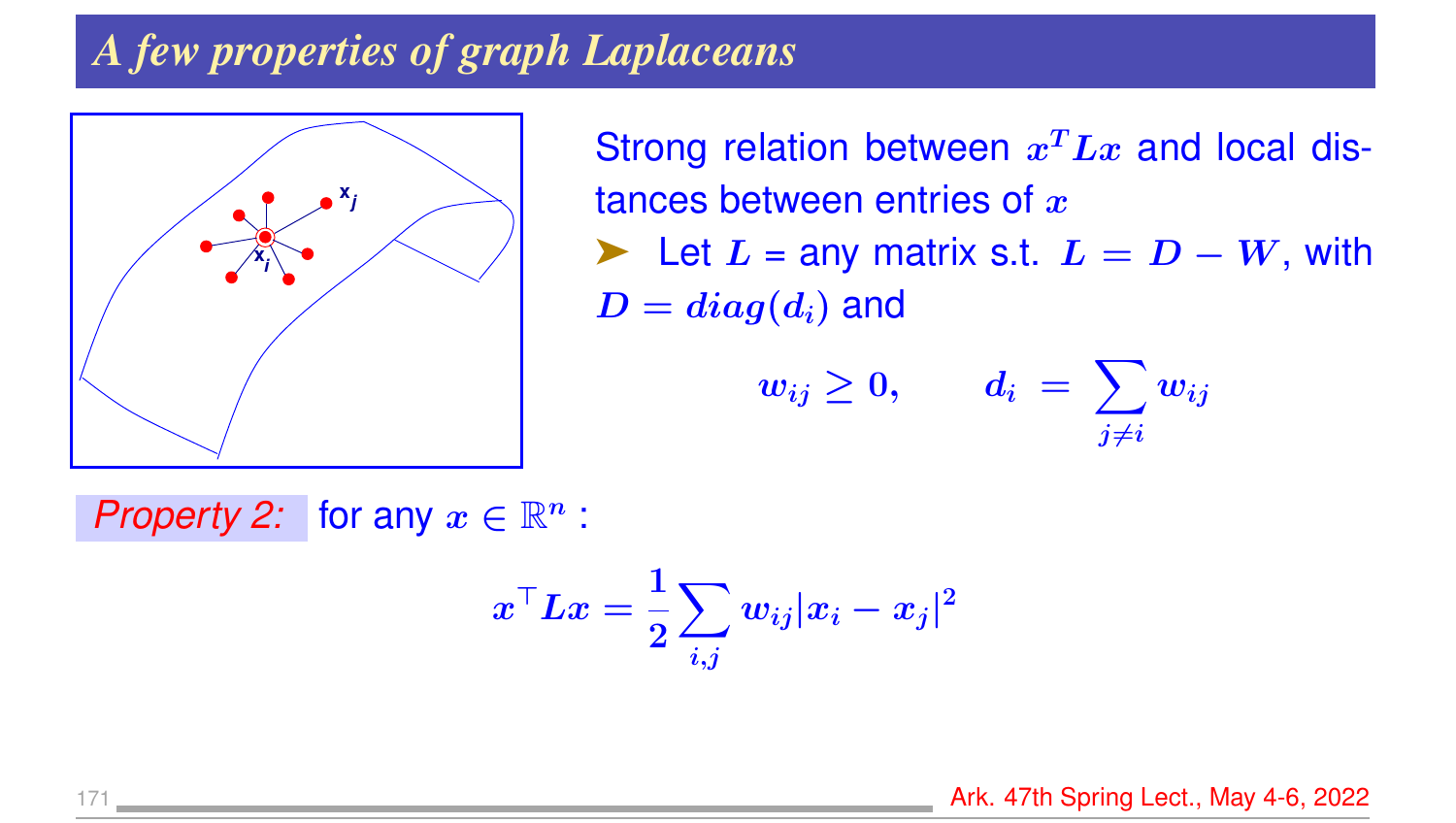# *A few properties of graph Laplaceans*

Strong relation between $x^T L x$ and local distances between entries of $x$

➤ Let $L$ = any matrix s.t. $L = D - W$, with $D = diag(d_i)$ and

$$w_{ij} \geq 0, \qquad d_i = \sum_{j \neq i} w_{ij}$$

*Property 2:* for any $x \in \mathbb{R}^n$ :

$$x^\top L x = \frac{1}{2} \sum_{i,j} w_{ij} |x_i - x_j|^2$$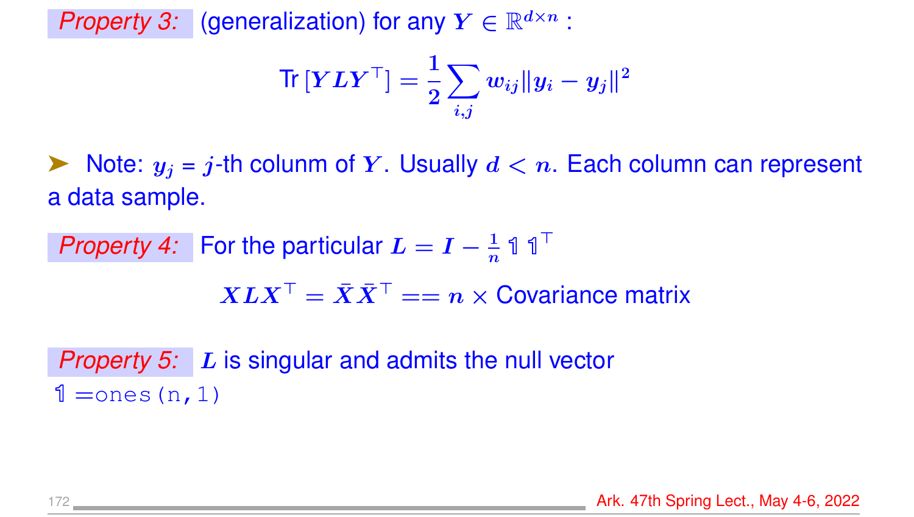*Property 3:* (generalization) for any $Y \in \mathbb{R}^{d\times n}$ :

$$\text{Tr}\left[YLY^\top\right] = \frac{1}{2}\sum_{i,j} w_{ij}\|y_i - y_j\|^2$$

➤ Note: $y_j$ = $j$-th colunm of $Y$. Usually $d < n$. Each column can represent a data sample.

*Property 4:* For the particular $L = I - \frac{1}{n}\mathbb{1}\,\mathbb{1}^\top$

$$XLX^\top = \bar{X}\bar{X}^\top == n \times \text{Covariance matrix}$$

*Property 5:* $L$ is singular and admits the null vector $\mathbb{1}$ =`ones(n,1)`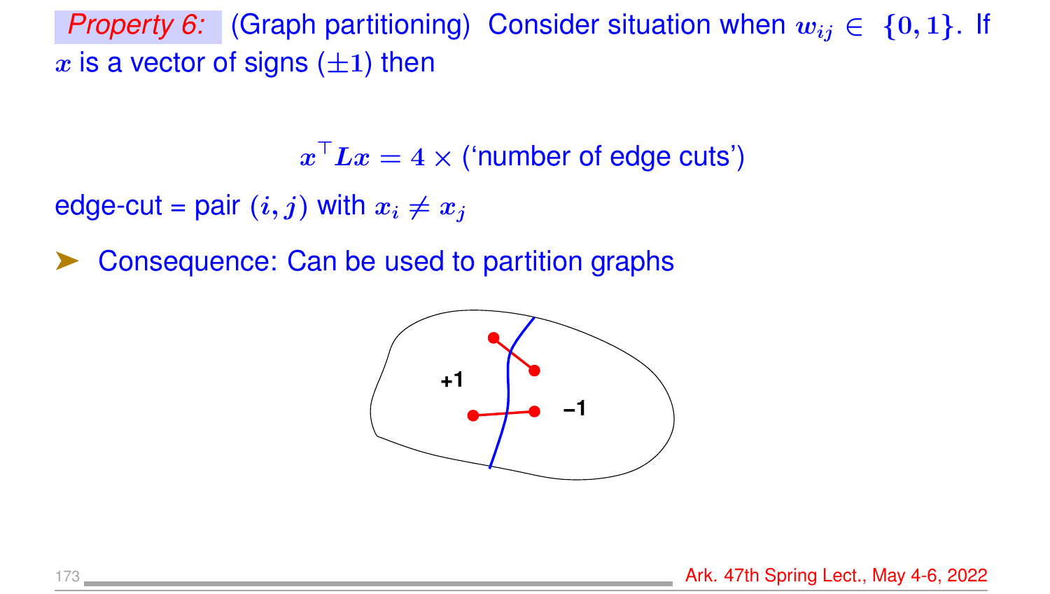*Property 6:* (Graph partitioning) Consider situation when $w_{ij} \in \{0, 1\}$. If $x$ is a vector of signs ($\pm 1$) then

$$x^\top L x = 4 \times (\text{'number of edge cuts'})$$

edge-cut = pair $(i, j)$ with $x_i \neq x_j$

- Consequence: Can be used to partition graphs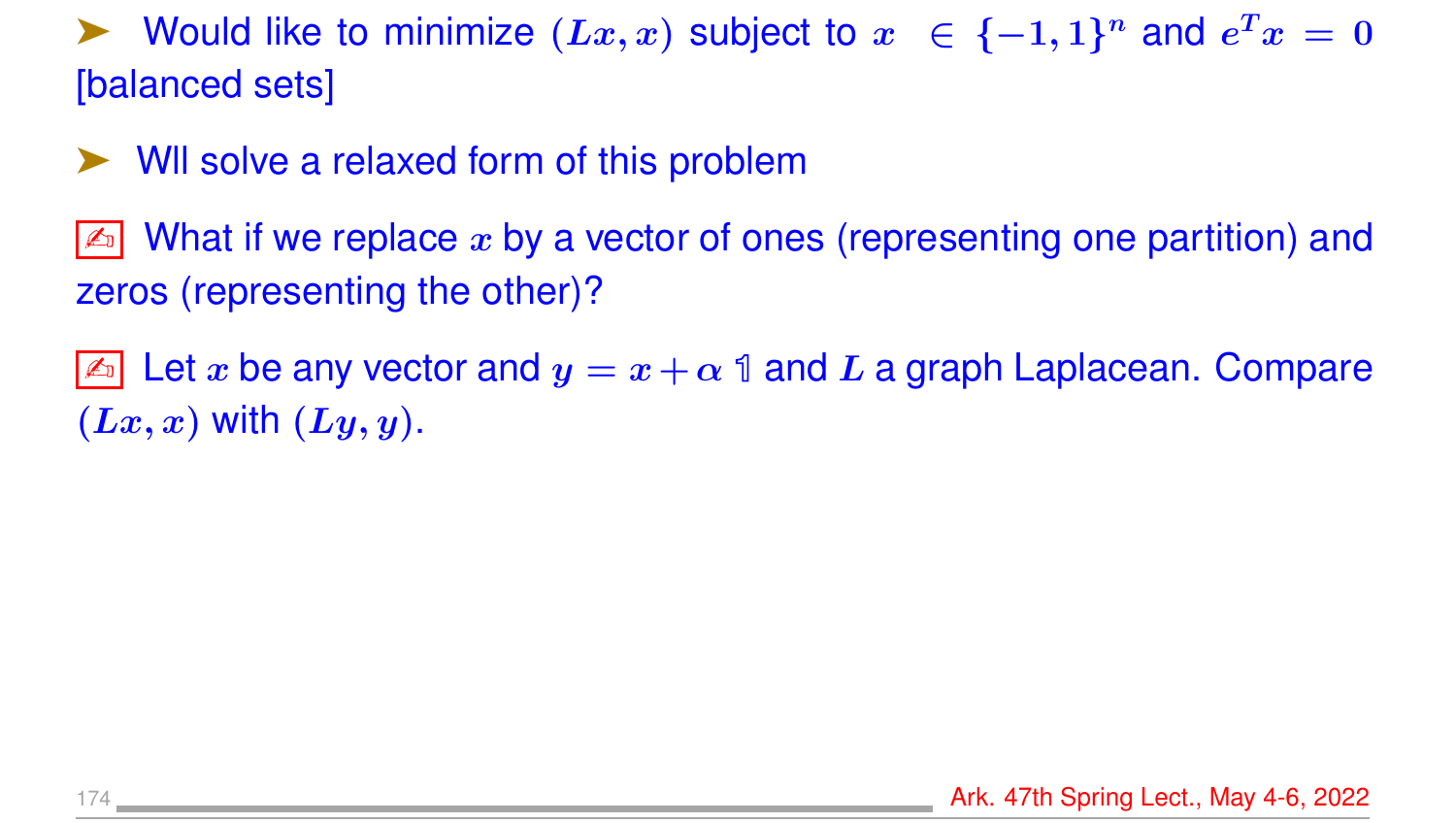- Would like to minimize $(Lx, x)$ subject to $x \in \{-1, 1\}^n$ and $e^T x = 0$ [balanced sets]

- Wll solve a relaxed form of this problem

✍ What if we replace $x$ by a vector of ones (representing one partition) and zeros (representing the other)?

✍ Let $x$ be any vector and $y = x + \alpha \mathbb{1}$ and $L$ a graph Laplacean. Compare $(Lx, x)$ with $(Ly, y)$.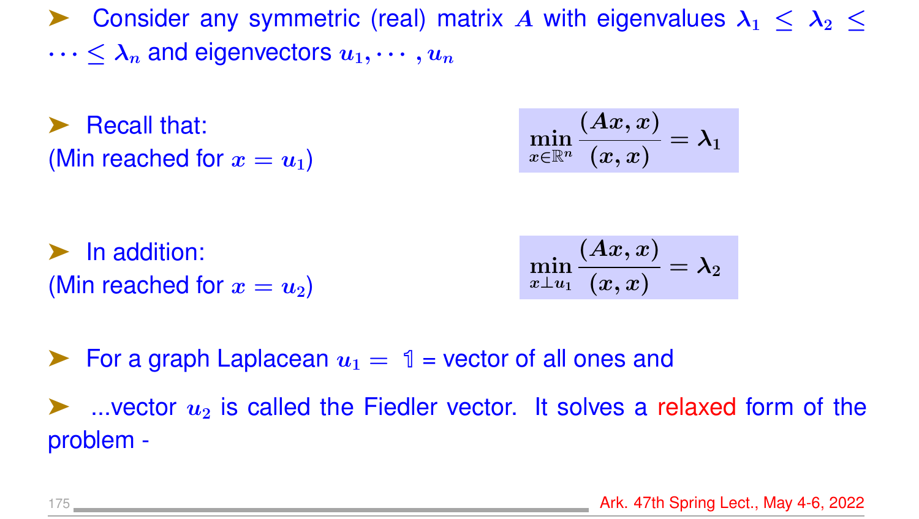- Consider any symmetric (real) matrix $A$ with eigenvalues $\lambda_1 \leq \lambda_2 \leq \cdots \leq \lambda_n$ and eigenvectors $u_1, \cdots, u_n$

- Recall that: (Min reached for $x = u_1$)

$$\min_{x \in \mathbb{R}^n} \frac{(Ax, x)}{(x, x)} = \lambda_1$$

- In addition: (Min reached for $x = u_2$)

$$\min_{x \perp u_1} \frac{(Ax, x)}{(x, x)} = \lambda_2$$

- For a graph Laplacean $u_1 = \mathbb{1}$ = vector of all ones and

- ...vector $u_2$ is called the Fiedler vector. It solves a relaxed form of the problem -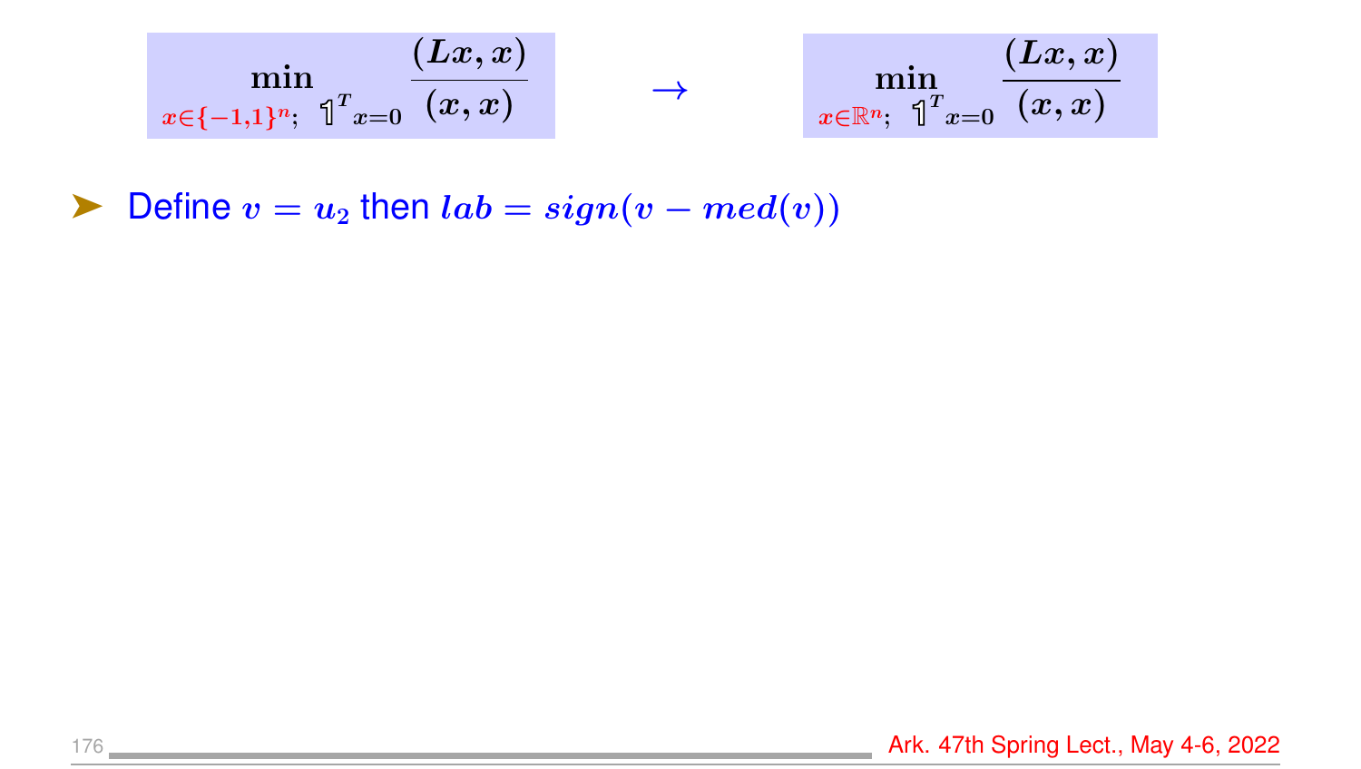$$\min_{x \in \{-1,1\}^n;\ \mathbb{1}^T x = 0} \frac{(Lx, x)}{(x, x)} \quad \rightarrow \quad \min_{x \in \mathbb{R}^n;\ \mathbb{1}^T x = 0} \frac{(Lx, x)}{(x, x)}$$

- Define $v = u_2$ then $lab = sign(v - med(v))$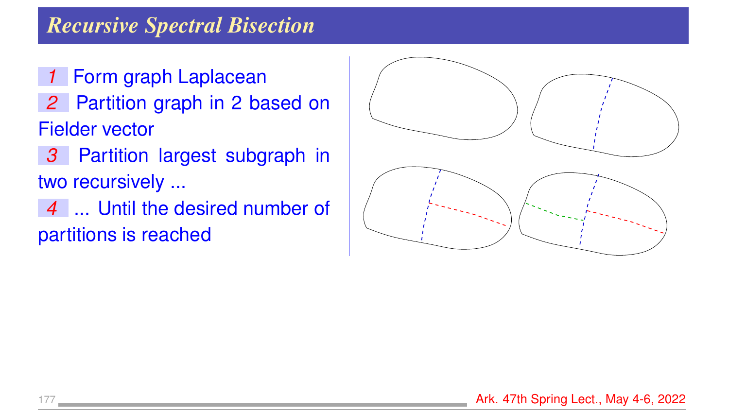# Recursive Spectral Bisection

1. Form graph Laplacean
2. Partition graph in 2 based on Fielder vector
3. Partition largest subgraph in two recursively ...
4. ... Until the desired number of partitions is reached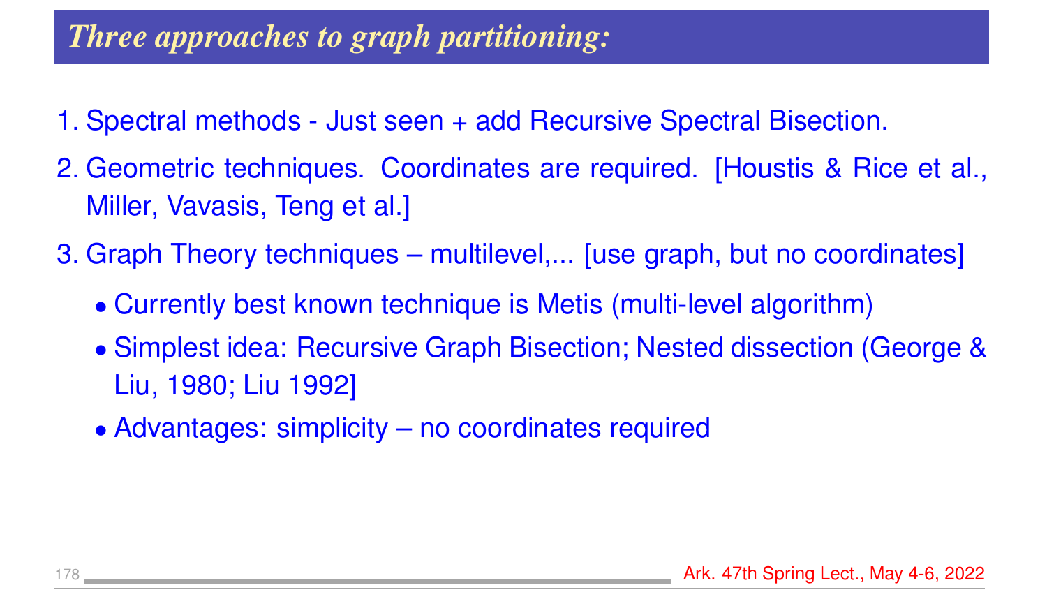## *Three approaches to graph partitioning:*

1. Spectral methods - Just seen + add Recursive Spectral Bisection.
2. Geometric techniques. Coordinates are required. [Houstis & Rice et al., Miller, Vavasis, Teng et al.]
3. Graph Theory techniques – multilevel,... [use graph, but no coordinates]
   - Currently best known technique is Metis (multi-level algorithm)
   - Simplest idea: Recursive Graph Bisection; Nested dissection (George & Liu, 1980; Liu 1992]
   - Advantages: simplicity – no coordinates required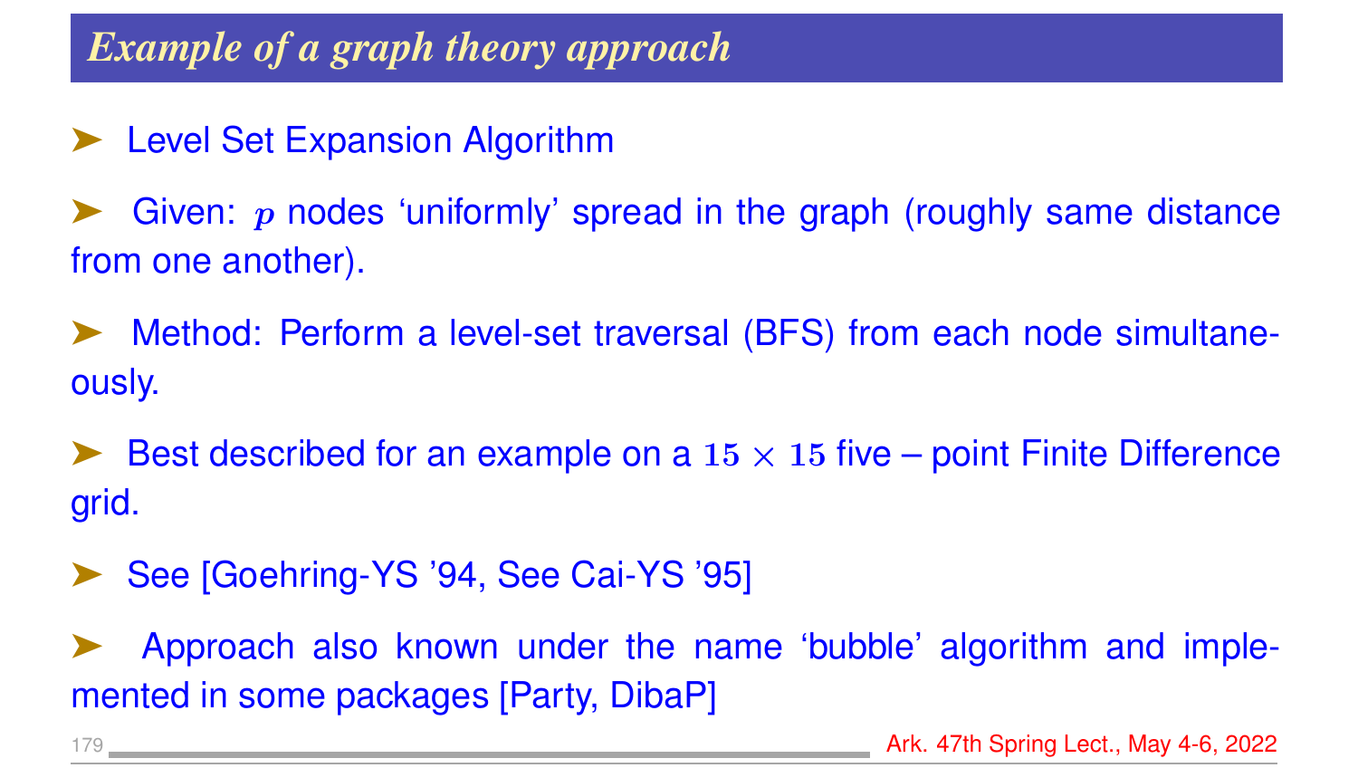## *Example of a graph theory approach*

- Level Set Expansion Algorithm
- Given: $p$ nodes 'uniformly' spread in the graph (roughly same distance from one another).
- Method: Perform a level-set traversal (BFS) from each node simultaneously.
- Best described for an example on a $15 \times 15$ five – point Finite Difference grid.
- See [Goehring-YS '94, See Cai-YS '95]
- Approach also known under the name 'bubble' algorithm and implemented in some packages [Party, DibaP]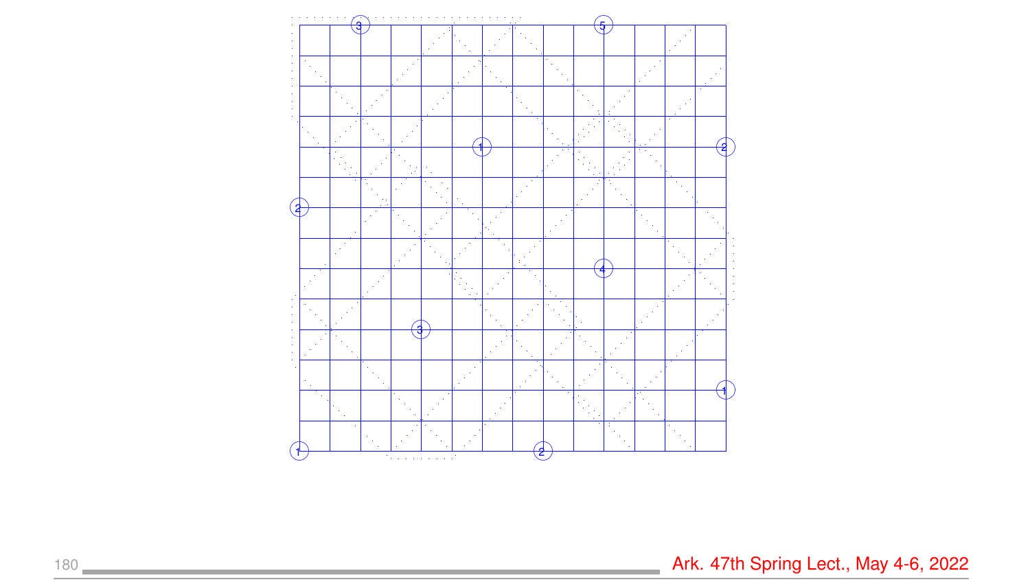3

5

1

2

2

4

3

1

1

2